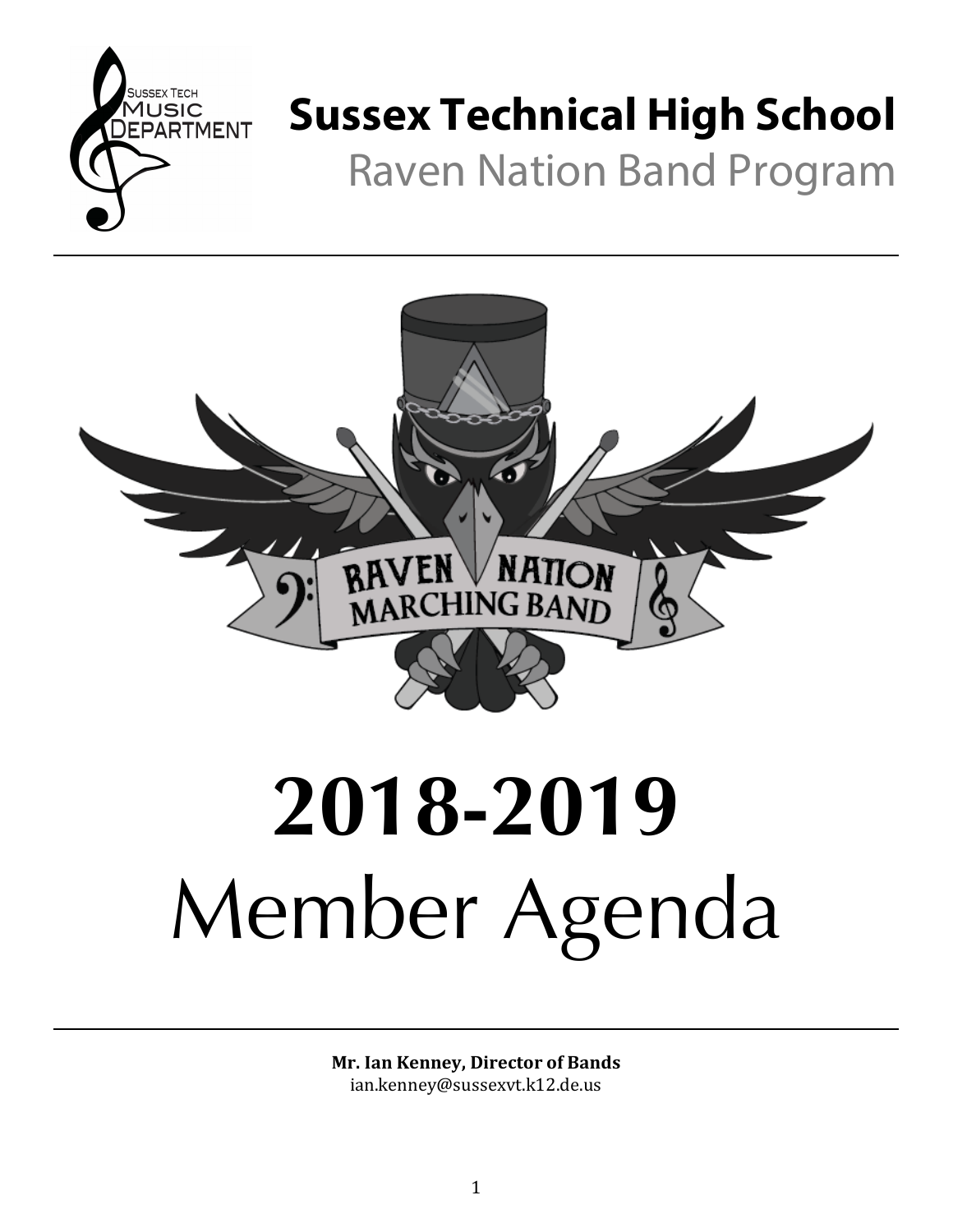# Sussex Technical High School

## Raven Nation Band Program

# 2018-2019

# Member Agenda

**Mr. Ian Kenney, Director of Bands**
ian.kenney@sussexvt.k12.de.us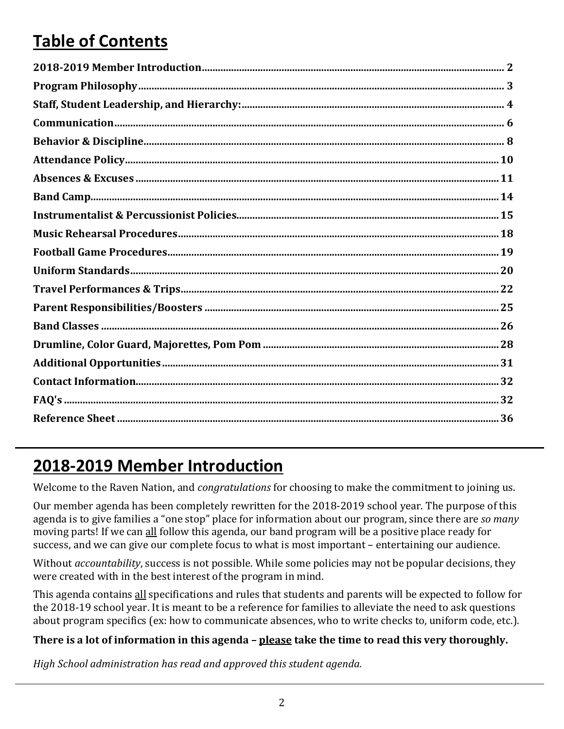# Table of Contents

**2018-2019 Member Introduction** ........ 2
**Program Philosophy** ........ 3
**Staff, Student Leadership, and Hierarchy:** ........ 4
**Communication** ........ 6
**Behavior & Discipline** ........ 8
**Attendance Policy** ........ 10
**Absences & Excuses** ........ 11
**Band Camp** ........ 14
**Instrumentalist & Percussionist Policies** ........ 15
**Music Rehearsal Procedures** ........ 18
**Football Game Procedures** ........ 19
**Uniform Standards** ........ 20
**Travel Performances & Trips** ........ 22
**Parent Responsibilities/Boosters** ........ 25
**Band Classes** ........ 26
**Drumline, Color Guard, Majorettes, Pom Pom** ........ 28
**Additional Opportunities** ........ 31
**Contact Information** ........ 32
**FAQ's** ........ 32
**Reference Sheet** ........ 36

---

# 2018-2019 Member Introduction

Welcome to the Raven Nation, and *congratulations* for choosing to make the commitment to joining us.

Our member agenda has been completely rewritten for the 2018-2019 school year. The purpose of this agenda is to give families a "one stop" place for information about our program, since there are *so many* moving parts! If we can <u>all</u> follow this agenda, our band program will be a positive place ready for success, and we can give our complete focus to what is most important – entertaining our audience.

Without *accountability*, success is not possible. While some policies may not be popular decisions, they were created with in the best interest of the program in mind.

This agenda contains <u>all</u> specifications and rules that students and parents will be expected to follow for the 2018-19 school year. It is meant to be a reference for families to alleviate the need to ask questions about program specifics (ex: how to communicate absences, who to write checks to, uniform code, etc.).

**There is a lot of information in this agenda – <u>please</u> take the time to read this very thoroughly.**

*High School administration has read and approved this student agenda.*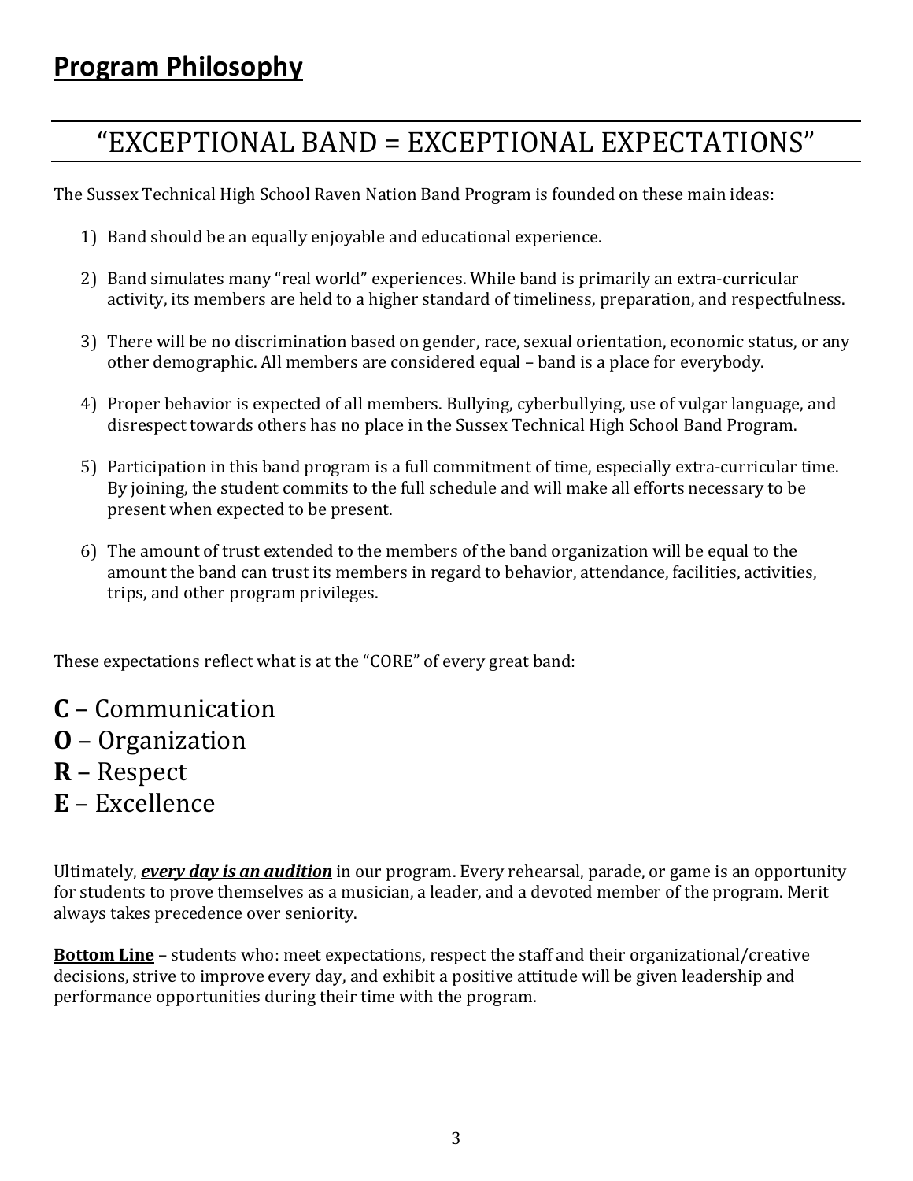# **Program Philosophy**

## "EXCEPTIONAL BAND = EXCEPTIONAL EXPECTATIONS"

The Sussex Technical High School Raven Nation Band Program is founded on these main ideas:

1) Band should be an equally enjoyable and educational experience.

2) Band simulates many "real world" experiences. While band is primarily an extra-curricular activity, its members are held to a higher standard of timeliness, preparation, and respectfulness.

3) There will be no discrimination based on gender, race, sexual orientation, economic status, or any other demographic. All members are considered equal – band is a place for everybody.

4) Proper behavior is expected of all members. Bullying, cyberbullying, use of vulgar language, and disrespect towards others has no place in the Sussex Technical High School Band Program.

5) Participation in this band program is a full commitment of time, especially extra-curricular time. By joining, the student commits to the full schedule and will make all efforts necessary to be present when expected to be present.

6) The amount of trust extended to the members of the band organization will be equal to the amount the band can trust its members in regard to behavior, attendance, facilities, activities, trips, and other program privileges.

These expectations reflect what is at the "CORE" of every great band:

**C** – Communication
**O** – Organization
**R** – Respect
**E** – Excellence

Ultimately, ***every day is an audition*** in our program. Every rehearsal, parade, or game is an opportunity for students to prove themselves as a musician, a leader, and a devoted member of the program. Merit always takes precedence over seniority.

**Bottom Line** – students who: meet expectations, respect the staff and their organizational/creative decisions, strive to improve every day, and exhibit a positive attitude will be given leadership and performance opportunities during their time with the program.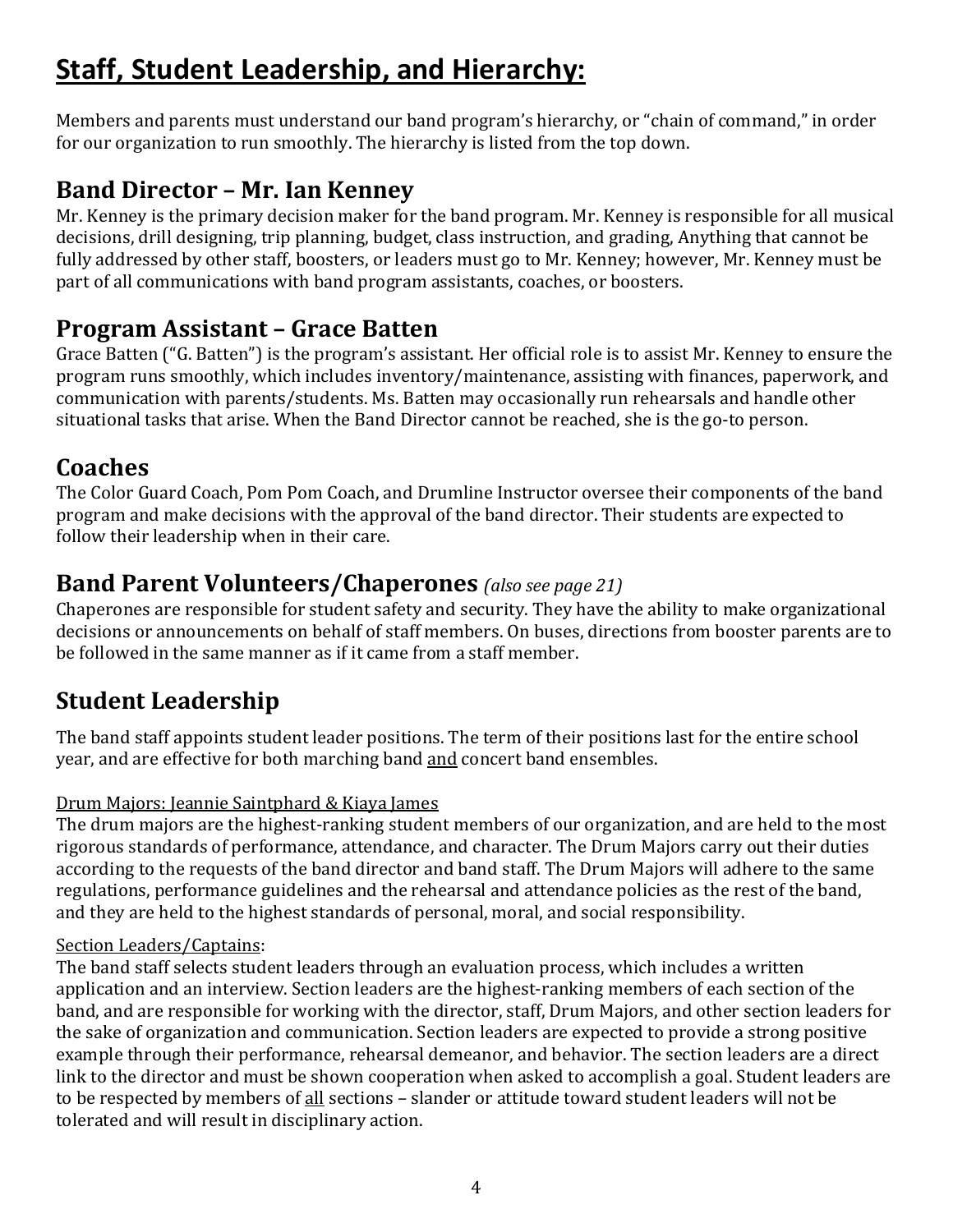# Staff, Student Leadership, and Hierarchy:

Members and parents must understand our band program's hierarchy, or "chain of command," in order for our organization to run smoothly. The hierarchy is listed from the top down.

## Band Director – Mr. Ian Kenney

Mr. Kenney is the primary decision maker for the band program. Mr. Kenney is responsible for all musical decisions, drill designing, trip planning, budget, class instruction, and grading, Anything that cannot be fully addressed by other staff, boosters, or leaders must go to Mr. Kenney; however, Mr. Kenney must be part of all communications with band program assistants, coaches, or boosters.

## Program Assistant – Grace Batten

Grace Batten ("G. Batten") is the program's assistant. Her official role is to assist Mr. Kenney to ensure the program runs smoothly, which includes inventory/maintenance, assisting with finances, paperwork, and communication with parents/students. Ms. Batten may occasionally run rehearsals and handle other situational tasks that arise. When the Band Director cannot be reached, she is the go-to person.

## Coaches

The Color Guard Coach, Pom Pom Coach, and Drumline Instructor oversee their components of the band program and make decisions with the approval of the band director. Their students are expected to follow their leadership when in their care.

## Band Parent Volunteers/Chaperones *(also see page 21)*

Chaperones are responsible for student safety and security. They have the ability to make organizational decisions or announcements on behalf of staff members. On buses, directions from booster parents are to be followed in the same manner as if it came from a staff member.

## Student Leadership

The band staff appoints student leader positions. The term of their positions last for the entire school year, and are effective for both marching band <u>and</u> concert band ensembles.

<u>Drum Majors: Jeannie Saintphard & Kiaya James</u>

The drum majors are the highest-ranking student members of our organization, and are held to the most rigorous standards of performance, attendance, and character. The Drum Majors carry out their duties according to the requests of the band director and band staff. The Drum Majors will adhere to the same regulations, performance guidelines and the rehearsal and attendance policies as the rest of the band, and they are held to the highest standards of personal, moral, and social responsibility.

<u>Section Leaders/Captains</u>:

The band staff selects student leaders through an evaluation process, which includes a written application and an interview. Section leaders are the highest-ranking members of each section of the band, and are responsible for working with the director, staff, Drum Majors, and other section leaders for the sake of organization and communication. Section leaders are expected to provide a strong positive example through their performance, rehearsal demeanor, and behavior. The section leaders are a direct link to the director and must be shown cooperation when asked to accomplish a goal. Student leaders are to be respected by members of <u>all</u> sections – slander or attitude toward student leaders will not be tolerated and will result in disciplinary action.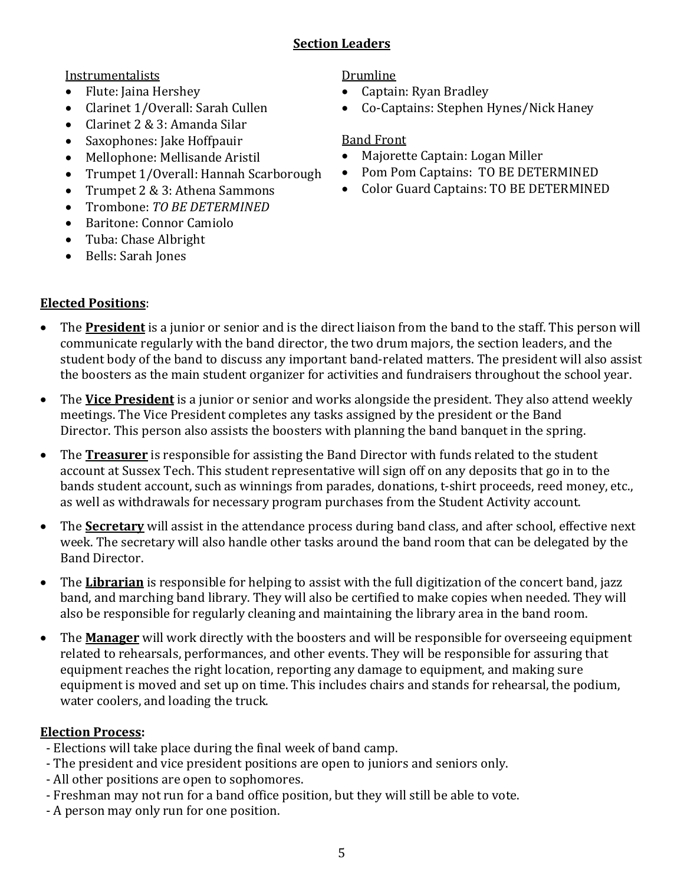## Section Leaders

Instrumentalists

- Flute: Jaina Hershey
- Clarinet 1/Overall: Sarah Cullen
- Clarinet 2 & 3: Amanda Silar
- Saxophones: Jake Hoffpauir
- Mellophone: Mellisande Aristil
- Trumpet 1/Overall: Hannah Scarborough
- Trumpet 2 & 3: Athena Sammons
- Trombone: *TO BE DETERMINED*
- Baritone: Connor Camiolo
- Tuba: Chase Albright
- Bells: Sarah Jones

Drumline

- Captain: Ryan Bradley
- Co-Captains: Stephen Hynes/Nick Haney

Band Front

- Majorette Captain: Logan Miller
- Pom Pom Captains: TO BE DETERMINED
- Color Guard Captains: TO BE DETERMINED

**Elected Positions**:

- The **President** is a junior or senior and is the direct liaison from the band to the staff. This person will communicate regularly with the band director, the two drum majors, the section leaders, and the student body of the band to discuss any important band-related matters. The president will also assist the boosters as the main student organizer for activities and fundraisers throughout the school year.
- The **Vice President** is a junior or senior and works alongside the president. They also attend weekly meetings. The Vice President completes any tasks assigned by the president or the Band Director. This person also assists the boosters with planning the band banquet in the spring.
- The **Treasurer** is responsible for assisting the Band Director with funds related to the student account at Sussex Tech. This student representative will sign off on any deposits that go in to the bands student account, such as winnings from parades, donations, t-shirt proceeds, reed money, etc., as well as withdrawals for necessary program purchases from the Student Activity account.
- The **Secretary** will assist in the attendance process during band class, and after school, effective next week. The secretary will also handle other tasks around the band room that can be delegated by the Band Director.
- The **Librarian** is responsible for helping to assist with the full digitization of the concert band, jazz band, and marching band library. They will also be certified to make copies when needed. They will also be responsible for regularly cleaning and maintaining the library area in the band room.
- The **Manager** will work directly with the boosters and will be responsible for overseeing equipment related to rehearsals, performances, and other events. They will be responsible for assuring that equipment reaches the right location, reporting any damage to equipment, and making sure equipment is moved and set up on time. This includes chairs and stands for rehearsal, the podium, water coolers, and loading the truck.

**Election Process:**

- Elections will take place during the final week of band camp.
- The president and vice president positions are open to juniors and seniors only.
- All other positions are open to sophomores.
- Freshman may not run for a band office position, but they will still be able to vote.
- A person may only run for one position.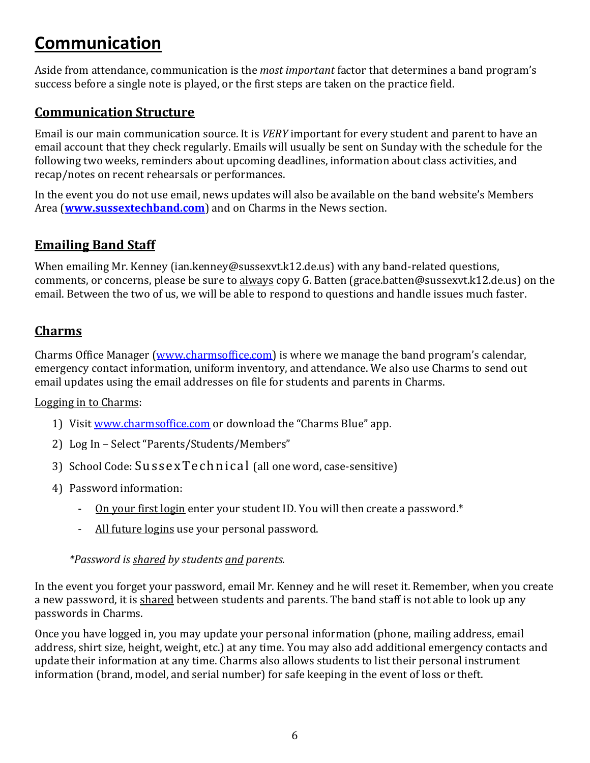# Communication

Aside from attendance, communication is the *most important* factor that determines a band program's success before a single note is played, or the first steps are taken on the practice field.

## Communication Structure

Email is our main communication source. It is *VERY* important for every student and parent to have an email account that they check regularly. Emails will usually be sent on Sunday with the schedule for the following two weeks, reminders about upcoming deadlines, information about class activities, and recap/notes on recent rehearsals or performances.

In the event you do not use email, news updates will also be available on the band website's Members Area (**www.sussextechband.com**) and on Charms in the News section.

## Emailing Band Staff

When emailing Mr. Kenney (ian.kenney@sussexvt.k12.de.us) with any band-related questions, comments, or concerns, please be sure to always copy G. Batten (grace.batten@sussexvt.k12.de.us) on the email. Between the two of us, we will be able to respond to questions and handle issues much faster.

## Charms

Charms Office Manager (www.charmsoffice.com) is where we manage the band program's calendar, emergency contact information, uniform inventory, and attendance. We also use Charms to send out email updates using the email addresses on file for students and parents in Charms.

Logging in to Charms:

1) Visit www.charmsoffice.com or download the "Charms Blue" app.
2) Log In – Select "Parents/Students/Members"
3) School Code: SussexTechnical (all one word, case-sensitive)
4) Password information:
   - On your first login enter your student ID. You will then create a password.*
   - All future logins use your personal password.

*\*Password is shared by students and parents.*

In the event you forget your password, email Mr. Kenney and he will reset it. Remember, when you create a new password, it is shared between students and parents. The band staff is not able to look up any passwords in Charms.

Once you have logged in, you may update your personal information (phone, mailing address, email address, shirt size, height, weight, etc.) at any time. You may also add additional emergency contacts and update their information at any time. Charms also allows students to list their personal instrument information (brand, model, and serial number) for safe keeping in the event of loss or theft.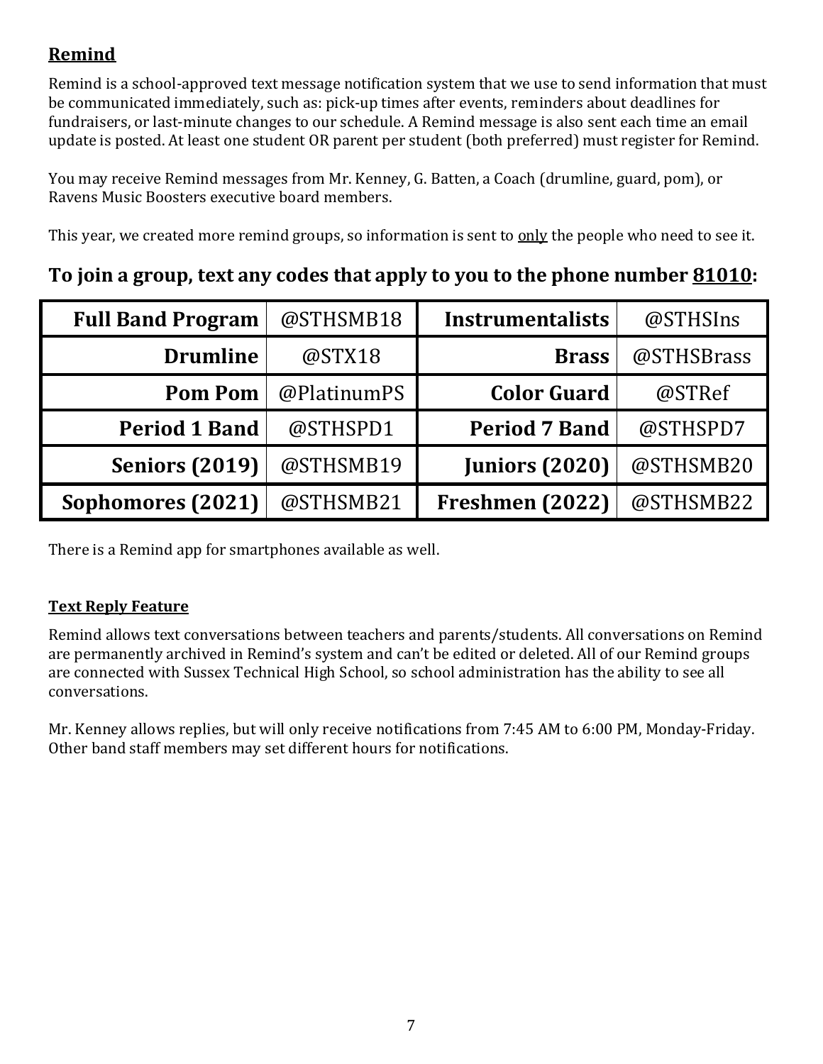## Remind

Remind is a school-approved text message notification system that we use to send information that must be communicated immediately, such as: pick-up times after events, reminders about deadlines for fundraisers, or last-minute changes to our schedule. A Remind message is also sent each time an email update is posted. At least one student OR parent per student (both preferred) must register for Remind.

You may receive Remind messages from Mr. Kenney, G. Batten, a Coach (drumline, guard, pom), or Ravens Music Boosters executive board members.

This year, we created more remind groups, so information is sent to only the people who need to see it.

### To join a group, text any codes that apply to you to the phone number 81010:

| Group | Code | Group | Code |
|---|---|---|---|
| **Full Band Program** | @STHSMB18 | **Instrumentalists** | @STHSIns |
| **Drumline** | @STX18 | **Brass** | @STHSBrass |
| **Pom Pom** | @PlatinumPS | **Color Guard** | @STRef |
| **Period 1 Band** | @STHSPD1 | **Period 7 Band** | @STHSPD7 |
| **Seniors (2019)** | @STHSMB19 | **Juniors (2020)** | @STHSMB20 |
| **Sophomores (2021)** | @STHSMB21 | **Freshmen (2022)** | @STHSMB22 |

There is a Remind app for smartphones available as well.

### Text Reply Feature

Remind allows text conversations between teachers and parents/students. All conversations on Remind are permanently archived in Remind's system and can't be edited or deleted. All of our Remind groups are connected with Sussex Technical High School, so school administration has the ability to see all conversations.

Mr. Kenney allows replies, but will only receive notifications from 7:45 AM to 6:00 PM, Monday-Friday. Other band staff members may set different hours for notifications.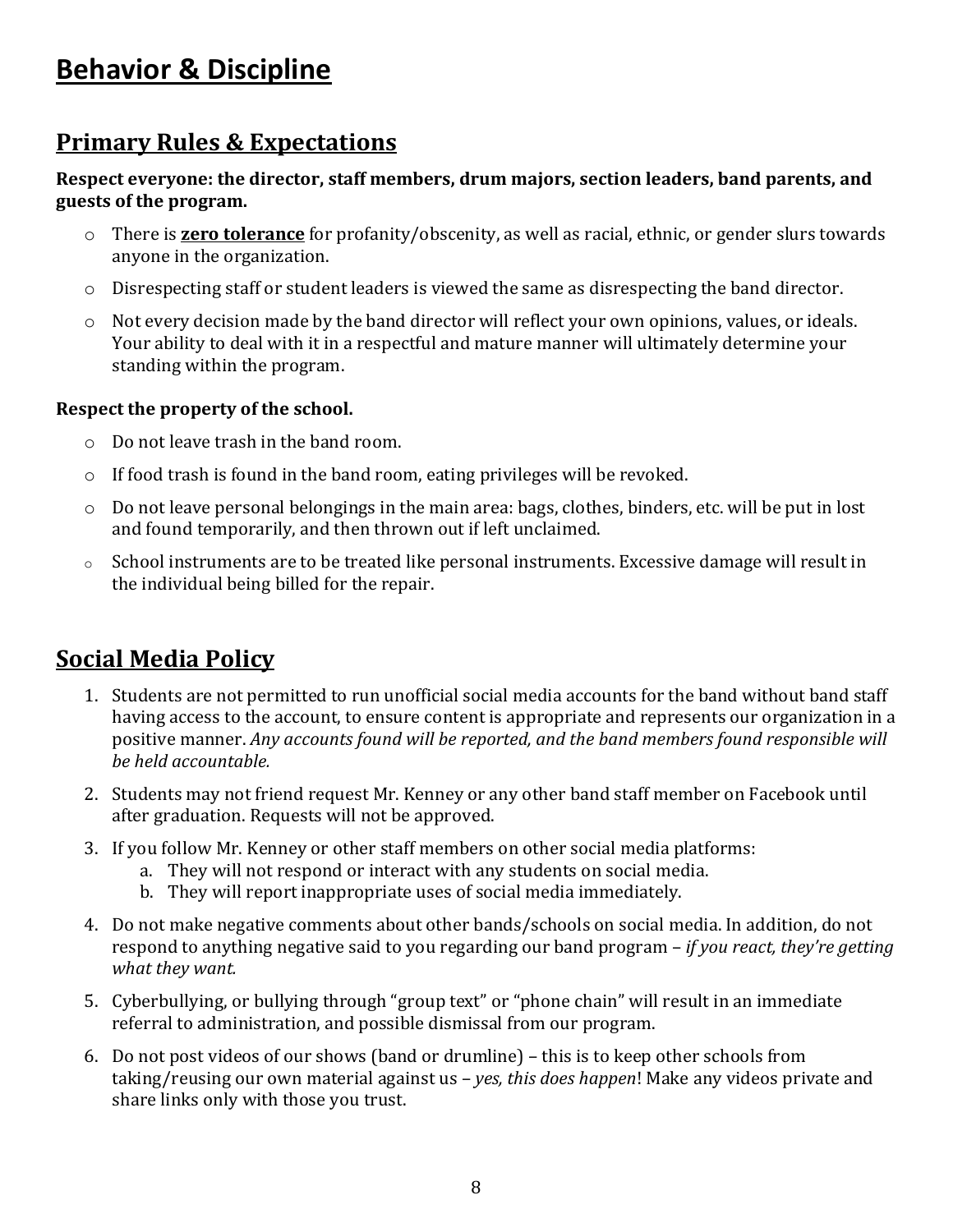# Behavior & Discipline

## Primary Rules & Expectations

**Respect everyone: the director, staff members, drum majors, section leaders, band parents, and guests of the program.**

- There is **zero tolerance** for profanity/obscenity, as well as racial, ethnic, or gender slurs towards anyone in the organization.
- Disrespecting staff or student leaders is viewed the same as disrespecting the band director.
- Not every decision made by the band director will reflect your own opinions, values, or ideals. Your ability to deal with it in a respectful and mature manner will ultimately determine your standing within the program.

**Respect the property of the school.**

- Do not leave trash in the band room.
- If food trash is found in the band room, eating privileges will be revoked.
- Do not leave personal belongings in the main area: bags, clothes, binders, etc. will be put in lost and found temporarily, and then thrown out if left unclaimed.
- School instruments are to be treated like personal instruments. Excessive damage will result in the individual being billed for the repair.

## Social Media Policy

1. Students are not permitted to run unofficial social media accounts for the band without band staff having access to the account, to ensure content is appropriate and represents our organization in a positive manner. *Any accounts found will be reported, and the band members found responsible will be held accountable.*
2. Students may not friend request Mr. Kenney or any other band staff member on Facebook until after graduation. Requests will not be approved.
3. If you follow Mr. Kenney or other staff members on other social media platforms:
   a. They will not respond or interact with any students on social media.
   b. They will report inappropriate uses of social media immediately.
4. Do not make negative comments about other bands/schools on social media. In addition, do not respond to anything negative said to you regarding our band program – *if you react, they're getting what they want.*
5. Cyberbullying, or bullying through "group text" or "phone chain" will result in an immediate referral to administration, and possible dismissal from our program.
6. Do not post videos of our shows (band or drumline) – this is to keep other schools from taking/reusing our own material against us – *yes, this does happen*! Make any videos private and share links only with those you trust.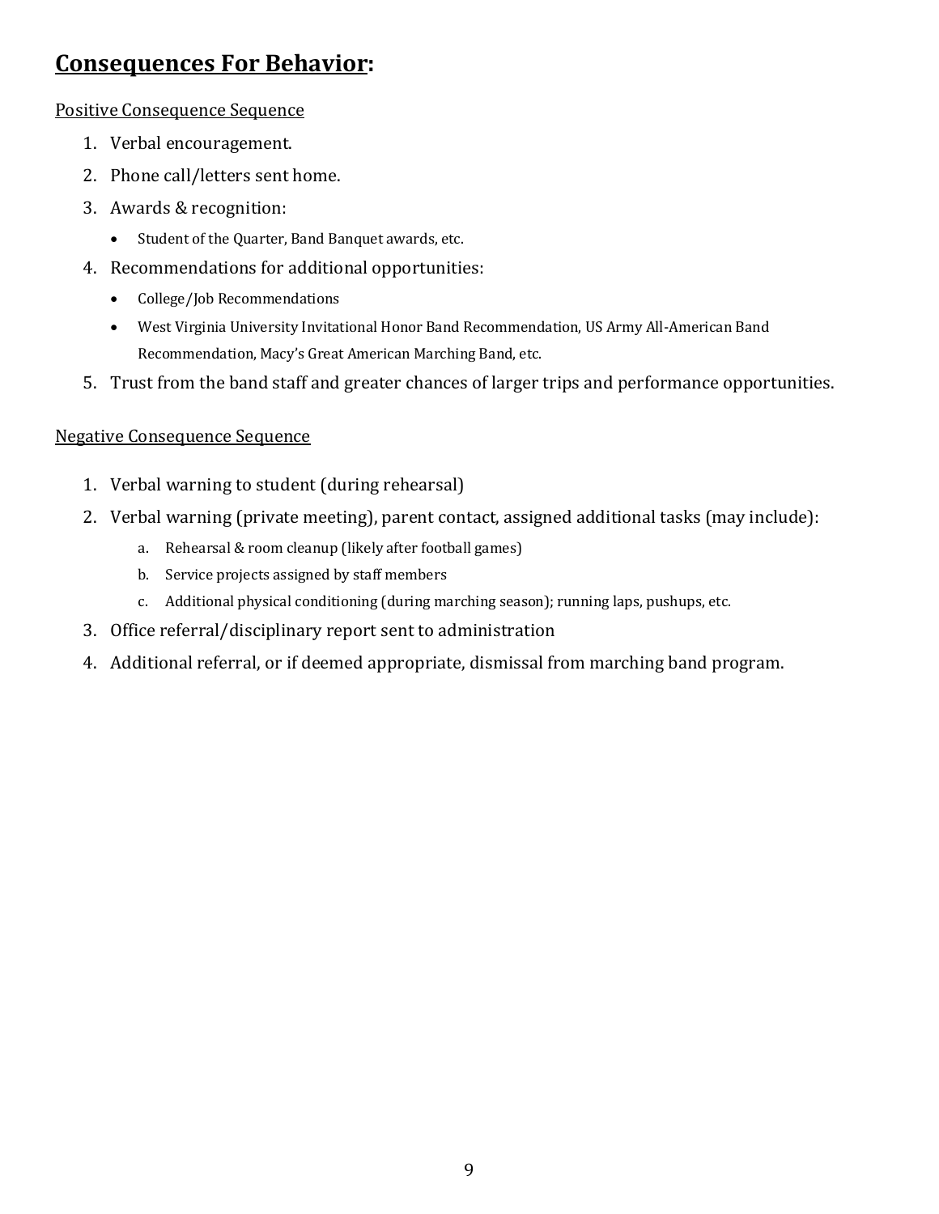## **Consequences For Behavior:**

Positive Consequence Sequence

1. Verbal encouragement.
2. Phone call/letters sent home.
3. Awards & recognition:
   - Student of the Quarter, Band Banquet awards, etc.
4. Recommendations for additional opportunities:
   - College/Job Recommendations
   - West Virginia University Invitational Honor Band Recommendation, US Army All-American Band Recommendation, Macy's Great American Marching Band, etc.
5. Trust from the band staff and greater chances of larger trips and performance opportunities.

Negative Consequence Sequence

1. Verbal warning to student (during rehearsal)
2. Verbal warning (private meeting), parent contact, assigned additional tasks (may include):
   a. Rehearsal & room cleanup (likely after football games)
   b. Service projects assigned by staff members
   c. Additional physical conditioning (during marching season); running laps, pushups, etc.
3. Office referral/disciplinary report sent to administration
4. Additional referral, or if deemed appropriate, dismissal from marching band program.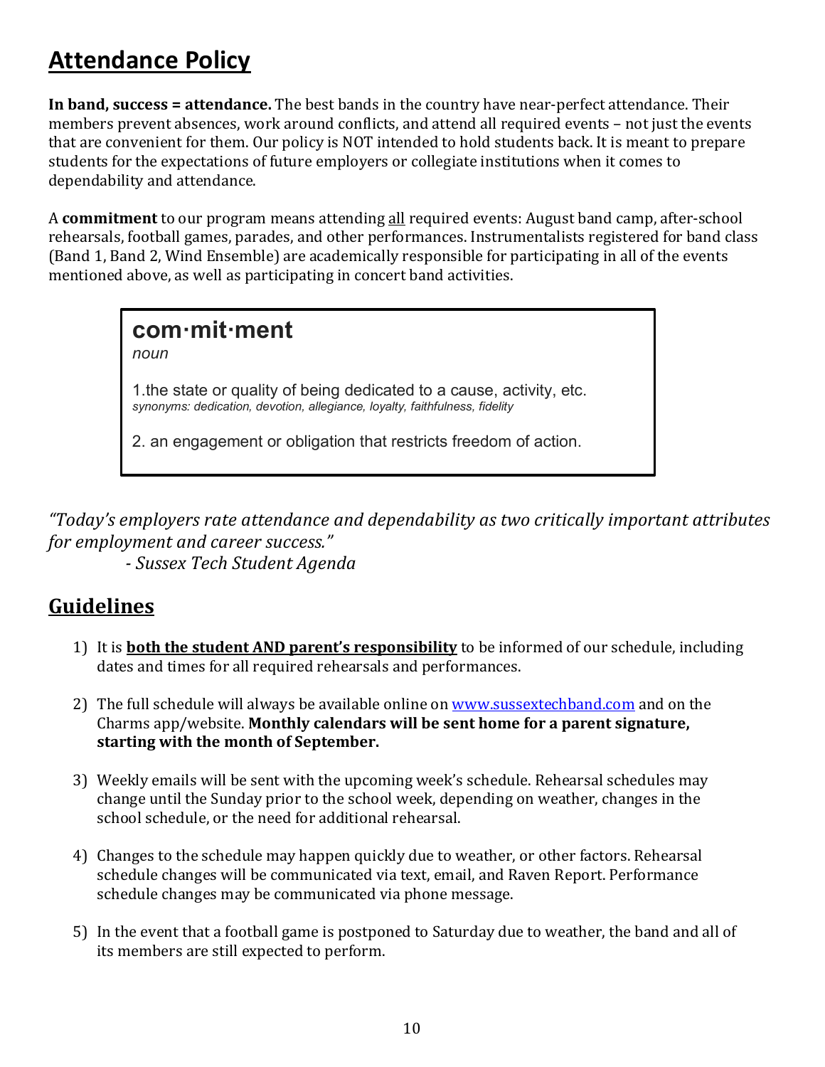# Attendance Policy

**In band, success = attendance.** The best bands in the country have near-perfect attendance. Their members prevent absences, work around conflicts, and attend all required events – not just the events that are convenient for them. Our policy is NOT intended to hold students back. It is meant to prepare students for the expectations of future employers or collegiate institutions when it comes to dependability and attendance.

A **commitment** to our program means attending <u>all</u> required events: August band camp, after-school rehearsals, football games, parades, and other performances. Instrumentalists registered for band class (Band 1, Band 2, Wind Ensemble) are academically responsible for participating in all of the events mentioned above, as well as participating in concert band activities.

> **com·mit·ment**
> *noun*
>
> 1.the state or quality of being dedicated to a cause, activity, etc.
> *synonyms: dedication, devotion, allegiance, loyalty, faithfulness, fidelity*
>
> 2. an engagement or obligation that restricts freedom of action.

*"Today's employers rate attendance and dependability as two critically important attributes for employment and career success."*
*- Sussex Tech Student Agenda*

## Guidelines

1) It is **<u>both the student AND parent's responsibility</u>** to be informed of our schedule, including dates and times for all required rehearsals and performances.

2) The full schedule will always be available online on www.sussextechband.com and on the Charms app/website. **Monthly calendars will be sent home for a parent signature, starting with the month of September.**

3) Weekly emails will be sent with the upcoming week's schedule. Rehearsal schedules may change until the Sunday prior to the school week, depending on weather, changes in the school schedule, or the need for additional rehearsal.

4) Changes to the schedule may happen quickly due to weather, or other factors. Rehearsal schedule changes will be communicated via text, email, and Raven Report. Performance schedule changes may be communicated via phone message.

5) In the event that a football game is postponed to Saturday due to weather, the band and all of its members are still expected to perform.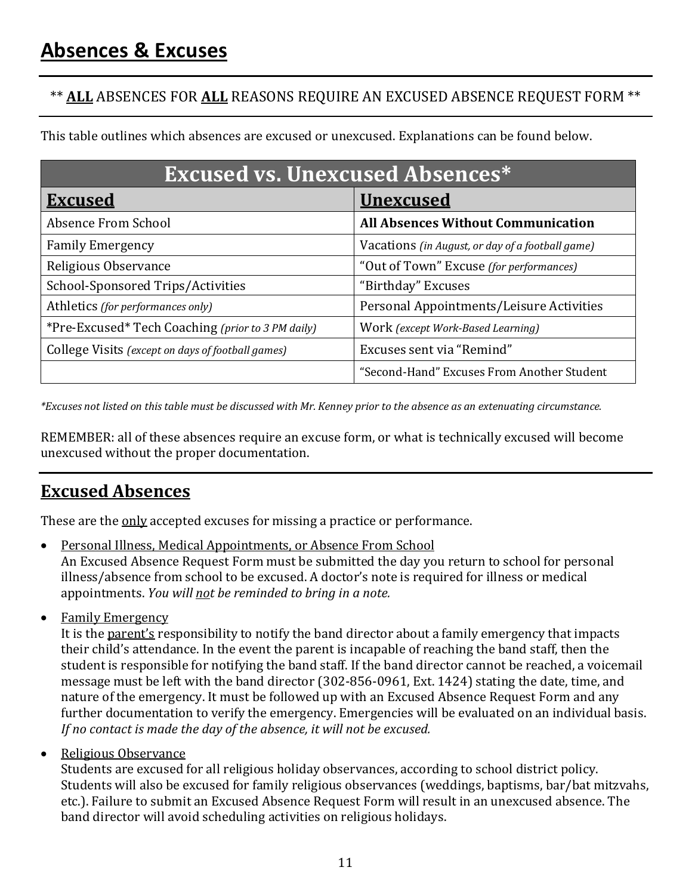# Absences & Excuses

** **ALL** ABSENCES FOR **ALL** REASONS REQUIRE AN EXCUSED ABSENCE REQUEST FORM **

This table outlines which absences are excused or unexcused. Explanations can be found below.

| Excused vs. Unexcused Absences* | |
|---|---|
| **Excused** | **Unexcused** |
| Absence From School | **All Absences Without Communication** |
| Family Emergency | Vacations *(in August, or day of a football game)* |
| Religious Observance | "Out of Town" Excuse *(for performances)* |
| School-Sponsored Trips/Activities | "Birthday" Excuses |
| Athletics *(for performances only)* | Personal Appointments/Leisure Activities |
| *Pre-Excused* Tech Coaching *(prior to 3 PM daily)* | Work *(except Work-Based Learning)* |
| College Visits *(except on days of football games)* | Excuses sent via "Remind" |
| | "Second-Hand" Excuses From Another Student |

*\*Excuses not listed on this table must be discussed with Mr. Kenney prior to the absence as an extenuating circumstance.*

REMEMBER: all of these absences require an excuse form, or what is technically excused will become unexcused without the proper documentation.

## Excused Absences

These are the <u>only</u> accepted excuses for missing a practice or performance.

- <u>Personal Illness, Medical Appointments, or Absence From School</u>
  An Excused Absence Request Form must be submitted the day you return to school for personal illness/absence from school to be excused. A doctor's note is required for illness or medical appointments. *You will <u>not</u> be reminded to bring in a note.*

- <u>Family Emergency</u>
  It is the <u>parent's</u> responsibility to notify the band director about a family emergency that impacts their child's attendance. In the event the parent is incapable of reaching the band staff, then the student is responsible for notifying the band staff. If the band director cannot be reached, a voicemail message must be left with the band director (302-856-0961, Ext. 1424) stating the date, time, and nature of the emergency. It must be followed up with an Excused Absence Request Form and any further documentation to verify the emergency. Emergencies will be evaluated on an individual basis. *If no contact is made the day of the absence, it will not be excused.*

- <u>Religious Observance</u>
  Students are excused for all religious holiday observances, according to school district policy. Students will also be excused for family religious observances (weddings, baptisms, bar/bat mitzvahs, etc.). Failure to submit an Excused Absence Request Form will result in an unexcused absence. The band director will avoid scheduling activities on religious holidays.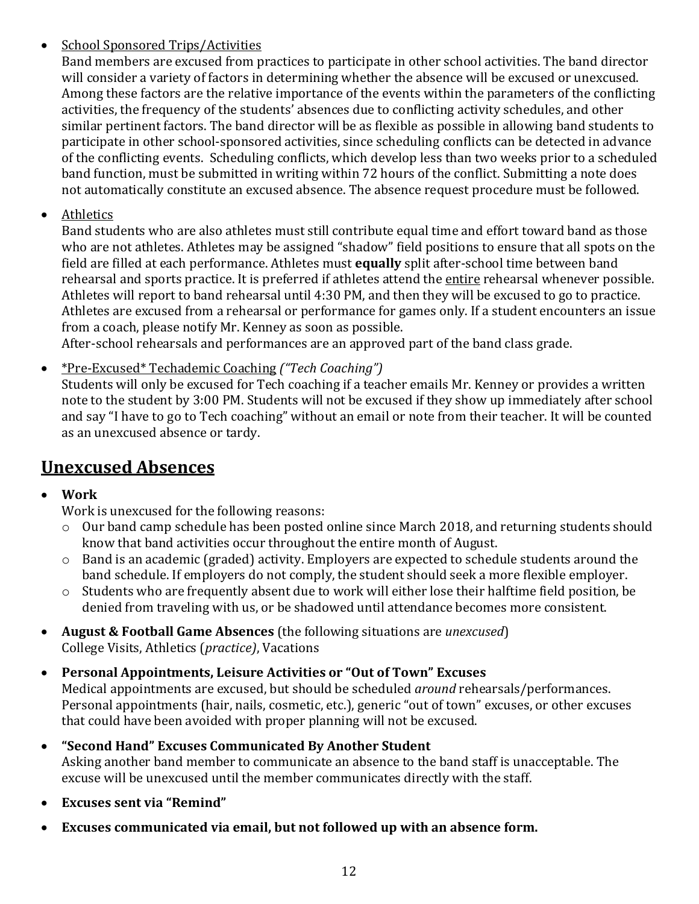- <u>School Sponsored Trips/Activities</u>
  Band members are excused from practices to participate in other school activities. The band director will consider a variety of factors in determining whether the absence will be excused or unexcused. Among these factors are the relative importance of the events within the parameters of the conflicting activities, the frequency of the students' absences due to conflicting activity schedules, and other similar pertinent factors. The band director will be as flexible as possible in allowing band students to participate in other school-sponsored activities, since scheduling conflicts can be detected in advance of the conflicting events. Scheduling conflicts, which develop less than two weeks prior to a scheduled band function, must be submitted in writing within 72 hours of the conflict. Submitting a note does not automatically constitute an excused absence. The absence request procedure must be followed.

- <u>Athletics</u>
  Band students who are also athletes must still contribute equal time and effort toward band as those who are not athletes. Athletes may be assigned "shadow" field positions to ensure that all spots on the field are filled at each performance. Athletes must **equally** split after-school time between band rehearsal and sports practice. It is preferred if athletes attend the <u>entire</u> rehearsal whenever possible. Athletes will report to band rehearsal until 4:30 PM, and then they will be excused to go to practice. Athletes are excused from a rehearsal or performance for games only. If a student encounters an issue from a coach, please notify Mr. Kenney as soon as possible.
  After-school rehearsals and performances are an approved part of the band class grade.

- <u>*Pre-Excused* Techademic Coaching</u> *("Tech Coaching")*
  Students will only be excused for Tech coaching if a teacher emails Mr. Kenney or provides a written note to the student by 3:00 PM. Students will not be excused if they show up immediately after school and say "I have to go to Tech coaching" without an email or note from their teacher. It will be counted as an unexcused absence or tardy.

## <u>Unexcused Absences</u>

- **Work**
  Work is unexcused for the following reasons:
  - Our band camp schedule has been posted online since March 2018, and returning students should know that band activities occur throughout the entire month of August.
  - Band is an academic (graded) activity. Employers are expected to schedule students around the band schedule. If employers do not comply, the student should seek a more flexible employer.
  - Students who are frequently absent due to work will either lose their halftime field position, be denied from traveling with us, or be shadowed until attendance becomes more consistent.

- **August & Football Game Absences** (the following situations are *unexcused*)
  College Visits, Athletics (*practice)*, Vacations

- **Personal Appointments, Leisure Activities or "Out of Town" Excuses**
  Medical appointments are excused, but should be scheduled *around* rehearsals/performances. Personal appointments (hair, nails, cosmetic, etc.), generic "out of town" excuses, or other excuses that could have been avoided with proper planning will not be excused.

- **"Second Hand" Excuses Communicated By Another Student**
  Asking another band member to communicate an absence to the band staff is unacceptable. The excuse will be unexcused until the member communicates directly with the staff.

- **Excuses sent via "Remind"**

- **Excuses communicated via email, but not followed up with an absence form.**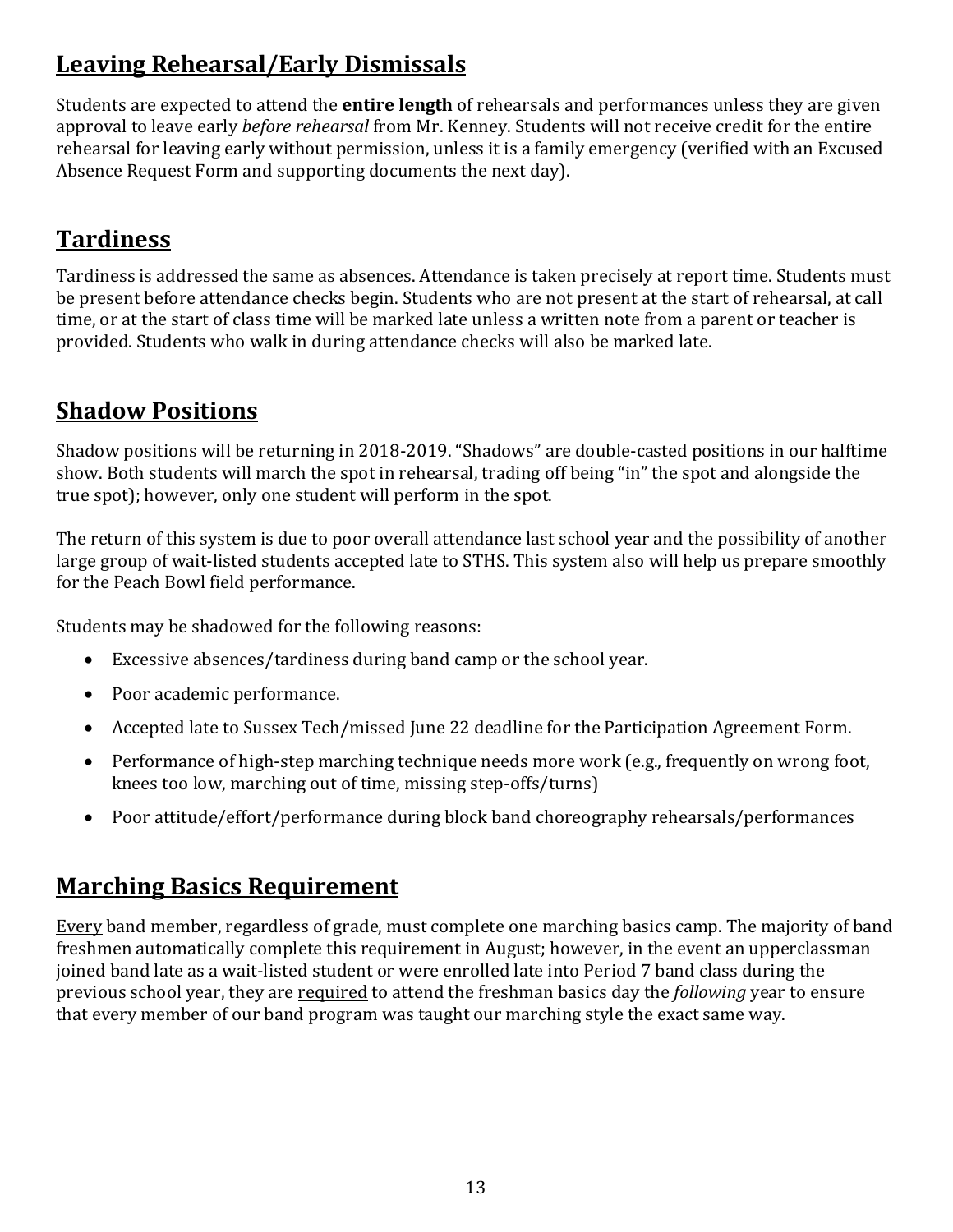## Leaving Rehearsal/Early Dismissals

Students are expected to attend the **entire length** of rehearsals and performances unless they are given approval to leave early *before rehearsal* from Mr. Kenney. Students will not receive credit for the entire rehearsal for leaving early without permission, unless it is a family emergency (verified with an Excused Absence Request Form and supporting documents the next day).

## Tardiness

Tardiness is addressed the same as absences. Attendance is taken precisely at report time. Students must be present before attendance checks begin. Students who are not present at the start of rehearsal, at call time, or at the start of class time will be marked late unless a written note from a parent or teacher is provided. Students who walk in during attendance checks will also be marked late.

## Shadow Positions

Shadow positions will be returning in 2018-2019. "Shadows" are double-casted positions in our halftime show. Both students will march the spot in rehearsal, trading off being "in" the spot and alongside the true spot); however, only one student will perform in the spot.

The return of this system is due to poor overall attendance last school year and the possibility of another large group of wait-listed students accepted late to STHS. This system also will help us prepare smoothly for the Peach Bowl field performance.

Students may be shadowed for the following reasons:

- Excessive absences/tardiness during band camp or the school year.
- Poor academic performance.
- Accepted late to Sussex Tech/missed June 22 deadline for the Participation Agreement Form.
- Performance of high-step marching technique needs more work (e.g., frequently on wrong foot, knees too low, marching out of time, missing step-offs/turns)
- Poor attitude/effort/performance during block band choreography rehearsals/performances

## Marching Basics Requirement

Every band member, regardless of grade, must complete one marching basics camp. The majority of band freshmen automatically complete this requirement in August; however, in the event an upperclassman joined band late as a wait-listed student or were enrolled late into Period 7 band class during the previous school year, they are required to attend the freshman basics day the *following* year to ensure that every member of our band program was taught our marching style the exact same way.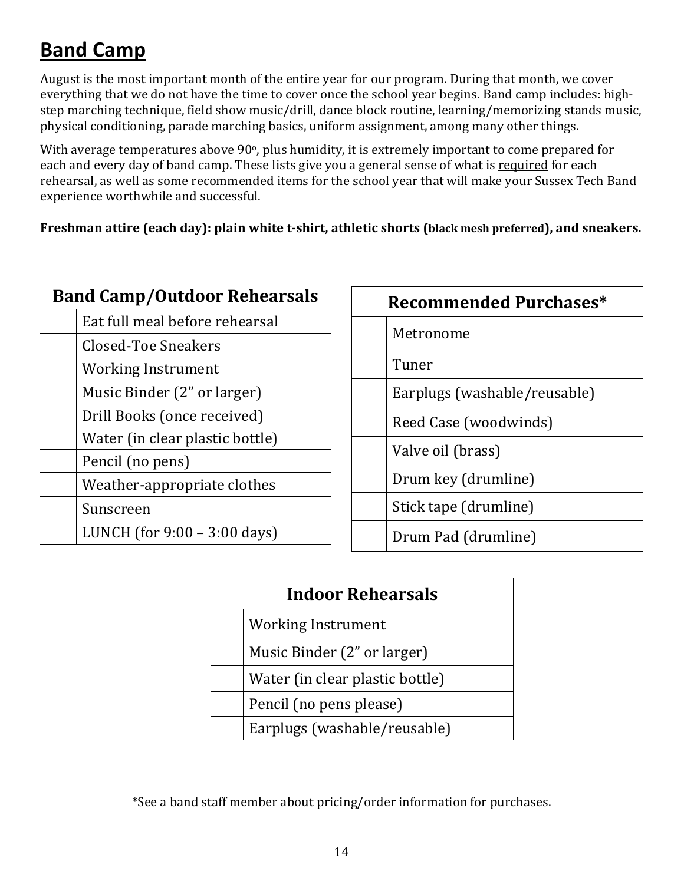## Band Camp

August is the most important month of the entire year for our program. During that month, we cover everything that we do not have the time to cover once the school year begins. Band camp includes: high-step marching technique, field show music/drill, dance block routine, learning/memorizing stands music, physical conditioning, parade marching basics, uniform assignment, among many other things.

With average temperatures above 90°, plus humidity, it is extremely important to come prepared for each and every day of band camp. These lists give you a general sense of what is <u>required</u> for each rehearsal, as well as some recommended items for the school year that will make your Sussex Tech Band experience worthwhile and successful.

**Freshman attire (each day): plain white t-shirt, athletic shorts (black mesh preferred), and sneakers.**

| Band Camp/Outdoor Rehearsals | |
|---|---|
| | Eat full meal <u>before</u> rehearsal |
| | Closed-Toe Sneakers |
| | Working Instrument |
| | Music Binder (2" or larger) |
| | Drill Books (once received) |
| | Water (in clear plastic bottle) |
| | Pencil (no pens) |
| | Weather-appropriate clothes |
| | Sunscreen |
| | LUNCH (for 9:00 – 3:00 days) |

| Recommended Purchases* | |
|---|---|
| | Metronome |
| | Tuner |
| | Earplugs (washable/reusable) |
| | Reed Case (woodwinds) |
| | Valve oil (brass) |
| | Drum key (drumline) |
| | Stick tape (drumline) |
| | Drum Pad (drumline) |

| Indoor Rehearsals | |
|---|---|
| | Working Instrument |
| | Music Binder (2" or larger) |
| | Water (in clear plastic bottle) |
| | Pencil (no pens please) |
| | Earplugs (washable/reusable) |

*See a band staff member about pricing/order information for purchases.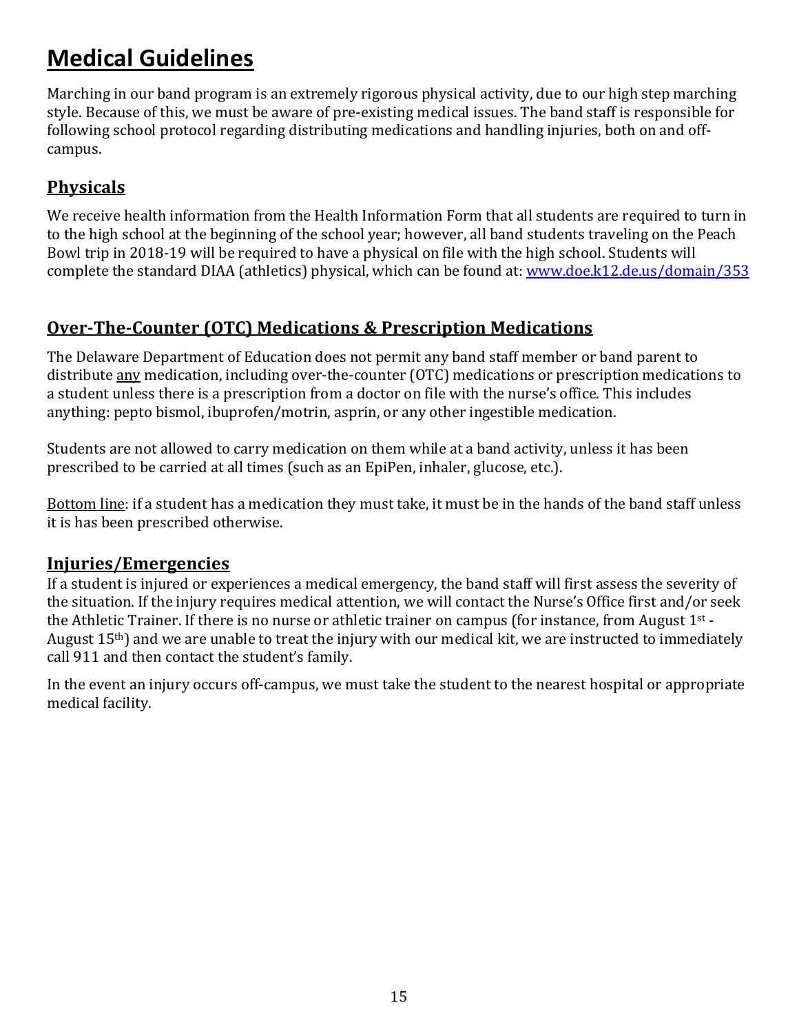# Medical Guidelines

Marching in our band program is an extremely rigorous physical activity, due to our high step marching style. Because of this, we must be aware of pre-existing medical issues. The band staff is responsible for following school protocol regarding distributing medications and handling injuries, both on and off-campus.

## Physicals

We receive health information from the Health Information Form that all students are required to turn in to the high school at the beginning of the school year; however, all band students traveling on the Peach Bowl trip in 2018-19 will be required to have a physical on file with the high school. Students will complete the standard DIAA (athletics) physical, which can be found at: [www.doe.k12.de.us/domain/353](http://www.doe.k12.de.us/domain/353)

## Over-The-Counter (OTC) Medications & Prescription Medications

The Delaware Department of Education does not permit any band staff member or band parent to distribute <u>any</u> medication, including over-the-counter (OTC) medications or prescription medications to a student unless there is a prescription from a doctor on file with the nurse's office. This includes anything: pepto bismol, ibuprofen/motrin, asprin, or any other ingestible medication.

Students are not allowed to carry medication on them while at a band activity, unless it has been prescribed to be carried at all times (such as an EpiPen, inhaler, glucose, etc.).

<u>Bottom line</u>: if a student has a medication they must take, it must be in the hands of the band staff unless it is has been prescribed otherwise.

## Injuries/Emergencies

If a student is injured or experiences a medical emergency, the band staff will first assess the severity of the situation. If the injury requires medical attention, we will contact the Nurse's Office first and/or seek the Athletic Trainer. If there is no nurse or athletic trainer on campus (for instance, from August 1st - August 15th) and we are unable to treat the injury with our medical kit, we are instructed to immediately call 911 and then contact the student's family.

In the event an injury occurs off-campus, we must take the student to the nearest hospital or appropriate medical facility.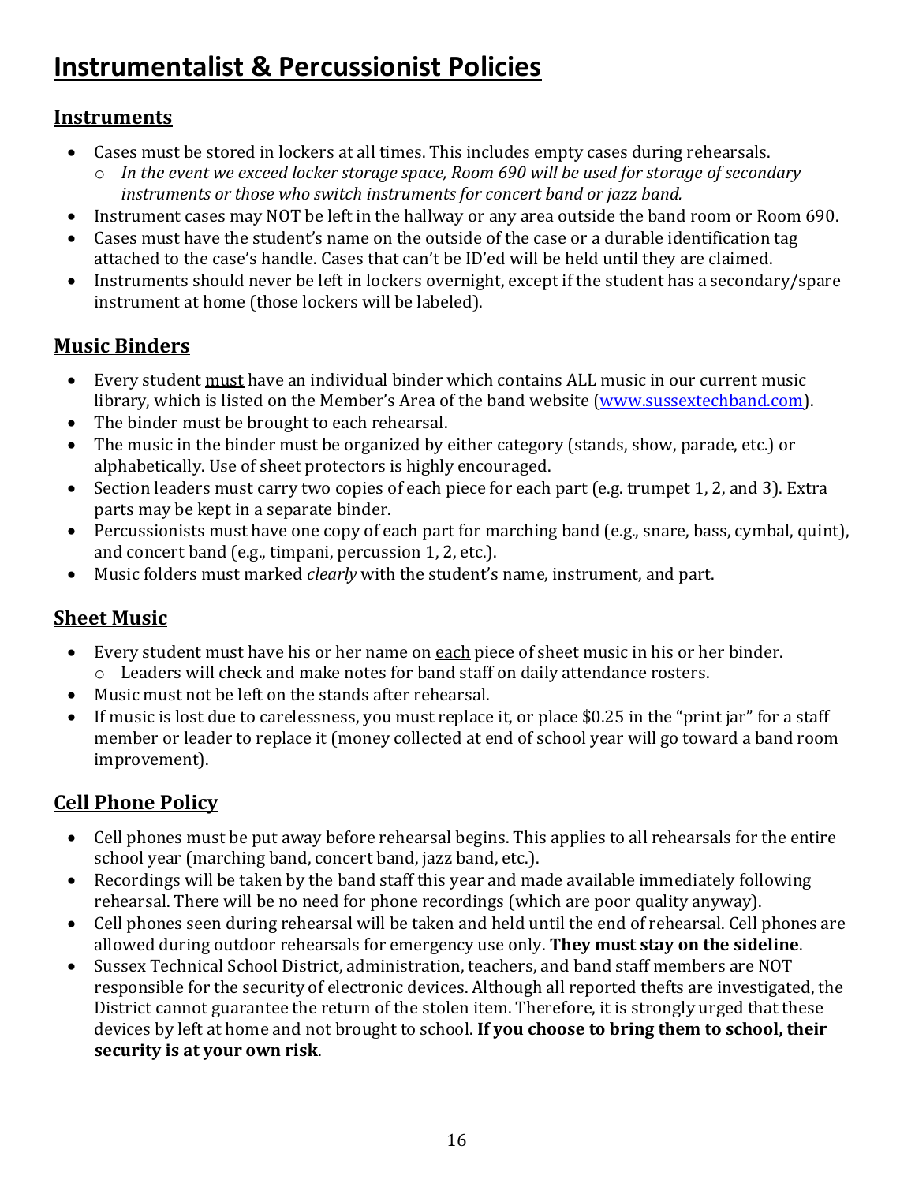# Instrumentalist & Percussionist Policies

## Instruments

- Cases must be stored in lockers at all times. This includes empty cases during rehearsals.
  - *In the event we exceed locker storage space, Room 690 will be used for storage of secondary instruments or those who switch instruments for concert band or jazz band.*
- Instrument cases may NOT be left in the hallway or any area outside the band room or Room 690.
- Cases must have the student's name on the outside of the case or a durable identification tag attached to the case's handle. Cases that can't be ID'ed will be held until they are claimed.
- Instruments should never be left in lockers overnight, except if the student has a secondary/spare instrument at home (those lockers will be labeled).

## Music Binders

- Every student <u>must</u> have an individual binder which contains ALL music in our current music library, which is listed on the Member's Area of the band website ([www.sussextechband.com](http://www.sussextechband.com)).
- The binder must be brought to each rehearsal.
- The music in the binder must be organized by either category (stands, show, parade, etc.) or alphabetically. Use of sheet protectors is highly encouraged.
- Section leaders must carry two copies of each piece for each part (e.g. trumpet 1, 2, and 3). Extra parts may be kept in a separate binder.
- Percussionists must have one copy of each part for marching band (e.g., snare, bass, cymbal, quint), and concert band (e.g., timpani, percussion 1, 2, etc.).
- Music folders must marked *clearly* with the student's name, instrument, and part.

## Sheet Music

- Every student must have his or her name on <u>each</u> piece of sheet music in his or her binder.
  - Leaders will check and make notes for band staff on daily attendance rosters.
- Music must not be left on the stands after rehearsal.
- If music is lost due to carelessness, you must replace it, or place $0.25 in the "print jar" for a staff member or leader to replace it (money collected at end of school year will go toward a band room improvement).

## Cell Phone Policy

- Cell phones must be put away before rehearsal begins. This applies to all rehearsals for the entire school year (marching band, concert band, jazz band, etc.).
- Recordings will be taken by the band staff this year and made available immediately following rehearsal. There will be no need for phone recordings (which are poor quality anyway).
- Cell phones seen during rehearsal will be taken and held until the end of rehearsal. Cell phones are allowed during outdoor rehearsals for emergency use only. **They must stay on the sideline**.
- Sussex Technical School District, administration, teachers, and band staff members are NOT responsible for the security of electronic devices. Although all reported thefts are investigated, the District cannot guarantee the return of the stolen item. Therefore, it is strongly urged that these devices by left at home and not brought to school. **If you choose to bring them to school, their security is at your own risk**.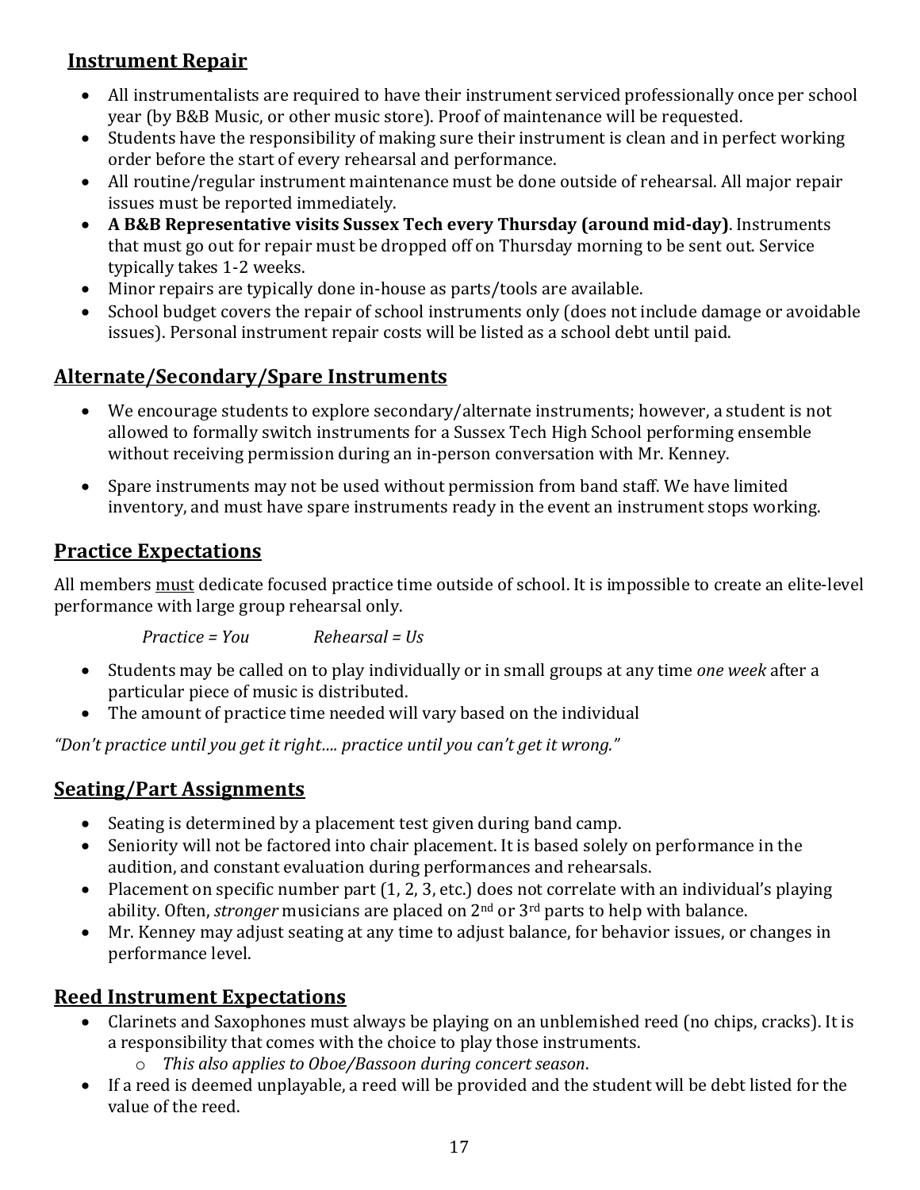## Instrument Repair

- All instrumentalists are required to have their instrument serviced professionally once per school year (by B&B Music, or other music store). Proof of maintenance will be requested.
- Students have the responsibility of making sure their instrument is clean and in perfect working order before the start of every rehearsal and performance.
- All routine/regular instrument maintenance must be done outside of rehearsal. All major repair issues must be reported immediately.
- **A B&B Representative visits Sussex Tech every Thursday (around mid-day)**. Instruments that must go out for repair must be dropped off on Thursday morning to be sent out. Service typically takes 1-2 weeks.
- Minor repairs are typically done in-house as parts/tools are available.
- School budget covers the repair of school instruments only (does not include damage or avoidable issues). Personal instrument repair costs will be listed as a school debt until paid.

## Alternate/Secondary/Spare Instruments

- We encourage students to explore secondary/alternate instruments; however, a student is not allowed to formally switch instruments for a Sussex Tech High School performing ensemble without receiving permission during an in-person conversation with Mr. Kenney.
- Spare instruments may not be used without permission from band staff. We have limited inventory, and must have spare instruments ready in the event an instrument stops working.

## Practice Expectations

All members <u>must</u> dedicate focused practice time outside of school. It is impossible to create an elite-level performance with large group rehearsal only.

*Practice = You* *Rehearsal = Us*

- Students may be called on to play individually or in small groups at any time *one week* after a particular piece of music is distributed.
- The amount of practice time needed will vary based on the individual

*"Don't practice until you get it right…. practice until you can't get it wrong."*

## Seating/Part Assignments

- Seating is determined by a placement test given during band camp.
- Seniority will not be factored into chair placement. It is based solely on performance in the audition, and constant evaluation during performances and rehearsals.
- Placement on specific number part (1, 2, 3, etc.) does not correlate with an individual's playing ability. Often, *stronger* musicians are placed on 2nd or 3rd parts to help with balance.
- Mr. Kenney may adjust seating at any time to adjust balance, for behavior issues, or changes in performance level.

## Reed Instrument Expectations

- Clarinets and Saxophones must always be playing on an unblemished reed (no chips, cracks). It is a responsibility that comes with the choice to play those instruments.
  - *This also applies to Oboe/Bassoon during concert season*.
- If a reed is deemed unplayable, a reed will be provided and the student will be debt listed for the value of the reed.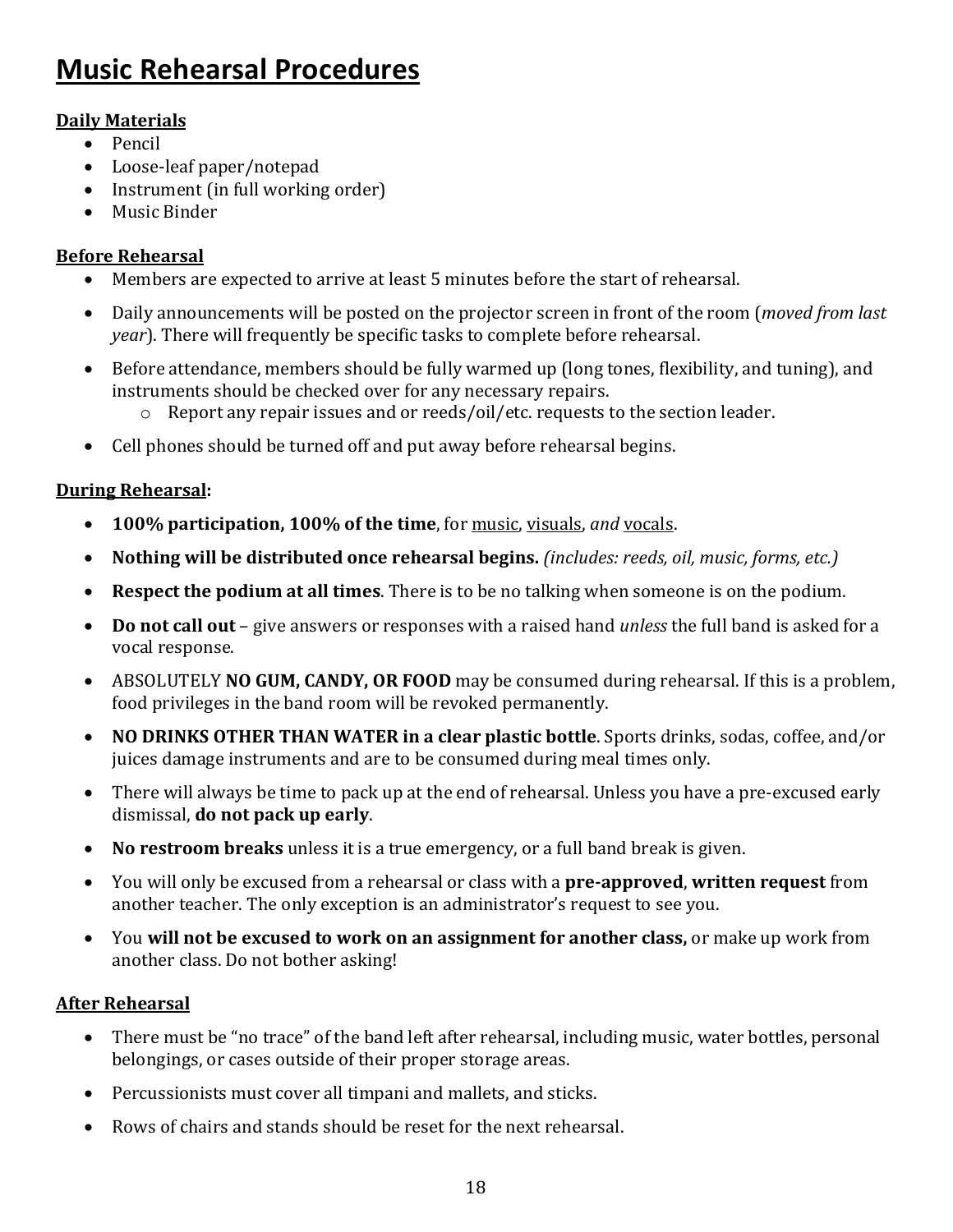# Music Rehearsal Procedures

**Daily Materials**

- Pencil
- Loose-leaf paper/notepad
- Instrument (in full working order)
- Music Binder

**Before Rehearsal**

- Members are expected to arrive at least 5 minutes before the start of rehearsal.
- Daily announcements will be posted on the projector screen in front of the room (*moved from last year*). There will frequently be specific tasks to complete before rehearsal.
- Before attendance, members should be fully warmed up (long tones, flexibility, and tuning), and instruments should be checked over for any necessary repairs.
  - Report any repair issues and or reeds/oil/etc. requests to the section leader.
- Cell phones should be turned off and put away before rehearsal begins.

**During Rehearsal:**

- **100% participation, 100% of the time**, for music, visuals, *and* vocals.
- **Nothing will be distributed once rehearsal begins.** *(includes: reeds, oil, music, forms, etc.)*
- **Respect the podium at all times**. There is to be no talking when someone is on the podium.
- **Do not call out** – give answers or responses with a raised hand *unless* the full band is asked for a vocal response.
- ABSOLUTELY **NO GUM, CANDY, OR FOOD** may be consumed during rehearsal. If this is a problem, food privileges in the band room will be revoked permanently.
- **NO DRINKS OTHER THAN WATER in a clear plastic bottle**. Sports drinks, sodas, coffee, and/or juices damage instruments and are to be consumed during meal times only.
- There will always be time to pack up at the end of rehearsal. Unless you have a pre-excused early dismissal, **do not pack up early**.
- **No restroom breaks** unless it is a true emergency, or a full band break is given.
- You will only be excused from a rehearsal or class with a **pre-approved**, **written request** from another teacher. The only exception is an administrator's request to see you.
- You **will not be excused to work on an assignment for another class,** or make up work from another class. Do not bother asking!

**After Rehearsal**

- There must be "no trace" of the band left after rehearsal, including music, water bottles, personal belongings, or cases outside of their proper storage areas.
- Percussionists must cover all timpani and mallets, and sticks.
- Rows of chairs and stands should be reset for the next rehearsal.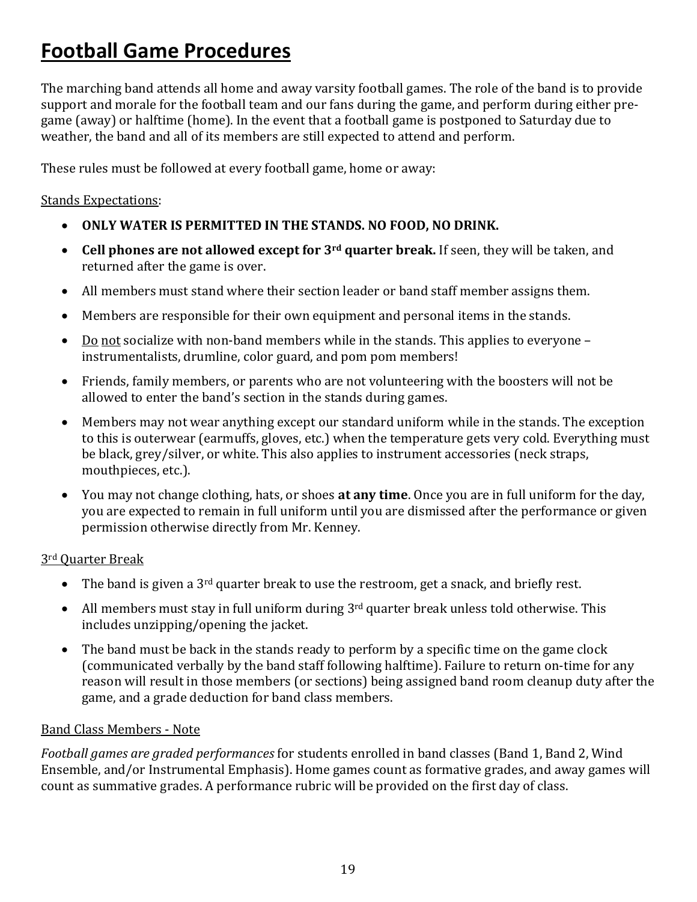# Football Game Procedures

The marching band attends all home and away varsity football games. The role of the band is to provide support and morale for the football team and our fans during the game, and perform during either pre-game (away) or halftime (home). In the event that a football game is postponed to Saturday due to weather, the band and all of its members are still expected to attend and perform.

These rules must be followed at every football game, home or away:

<u>Stands Expectations</u>:

- **ONLY WATER IS PERMITTED IN THE STANDS. NO FOOD, NO DRINK.**
- **Cell phones are not allowed except for 3rd quarter break.** If seen, they will be taken, and returned after the game is over.
- All members must stand where their section leader or band staff member assigns them.
- Members are responsible for their own equipment and personal items in the stands.
- <u>Do not</u> socialize with non-band members while in the stands. This applies to everyone – instrumentalists, drumline, color guard, and pom pom members!
- Friends, family members, or parents who are not volunteering with the boosters will not be allowed to enter the band's section in the stands during games.
- Members may not wear anything except our standard uniform while in the stands. The exception to this is outerwear (earmuffs, gloves, etc.) when the temperature gets very cold. Everything must be black, grey/silver, or white. This also applies to instrument accessories (neck straps, mouthpieces, etc.).
- You may not change clothing, hats, or shoes **at any time**. Once you are in full uniform for the day, you are expected to remain in full uniform until you are dismissed after the performance or given permission otherwise directly from Mr. Kenney.

<u>3rd Quarter Break</u>

- The band is given a 3rd quarter break to use the restroom, get a snack, and briefly rest.
- All members must stay in full uniform during 3rd quarter break unless told otherwise. This includes unzipping/opening the jacket.
- The band must be back in the stands ready to perform by a specific time on the game clock (communicated verbally by the band staff following halftime). Failure to return on-time for any reason will result in those members (or sections) being assigned band room cleanup duty after the game, and a grade deduction for band class members.

<u>Band Class Members - Note</u>

*Football games are graded performances* for students enrolled in band classes (Band 1, Band 2, Wind Ensemble, and/or Instrumental Emphasis). Home games count as formative grades, and away games will count as summative grades. A performance rubric will be provided on the first day of class.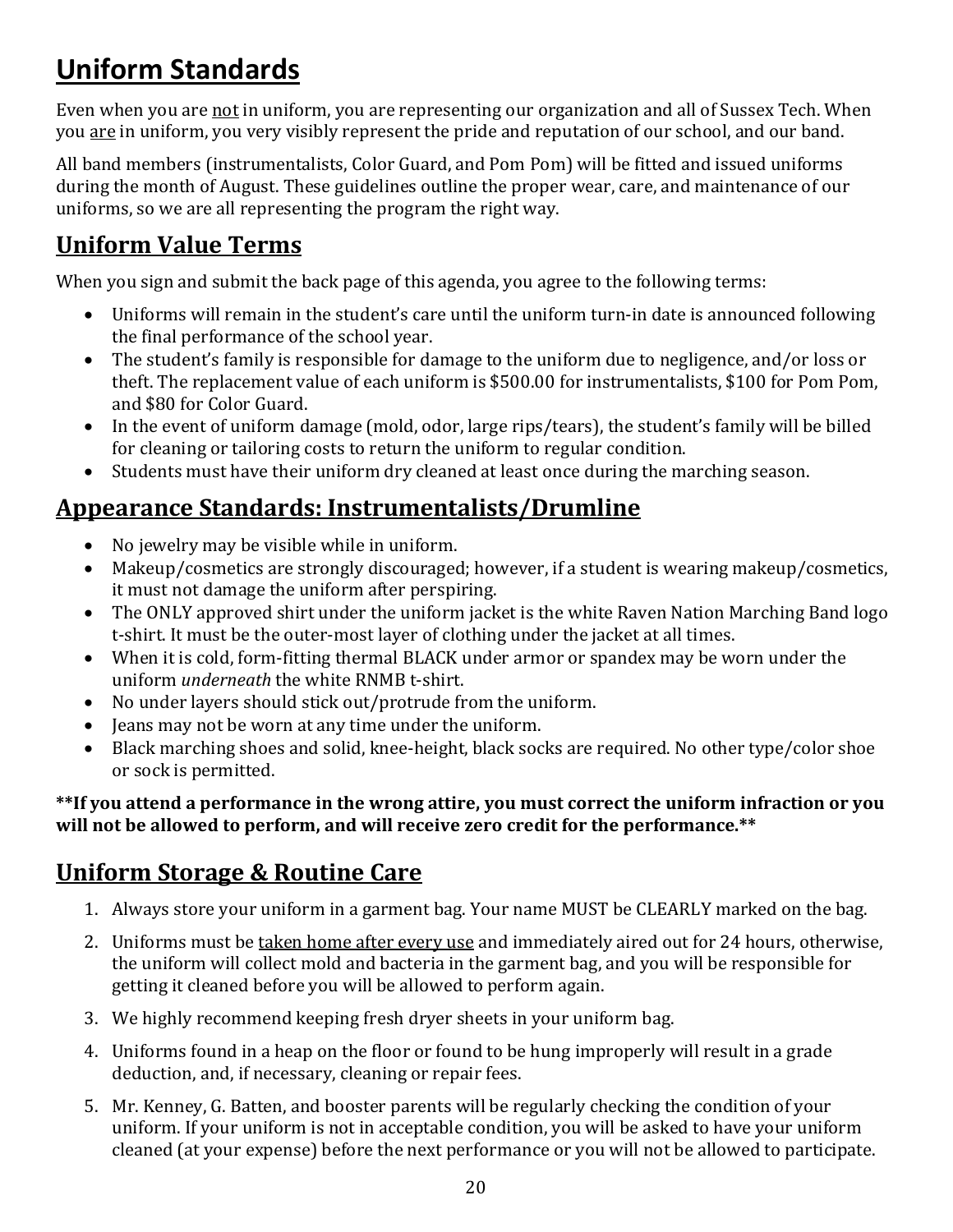## Uniform Standards

Even when you are <u>not</u> in uniform, you are representing our organization and all of Sussex Tech. When you <u>are</u> in uniform, you very visibly represent the pride and reputation of our school, and our band.

All band members (instrumentalists, Color Guard, and Pom Pom) will be fitted and issued uniforms during the month of August. These guidelines outline the proper wear, care, and maintenance of our uniforms, so we are all representing the program the right way.

## Uniform Value Terms

When you sign and submit the back page of this agenda, you agree to the following terms:

- Uniforms will remain in the student's care until the uniform turn-in date is announced following the final performance of the school year.
- The student's family is responsible for damage to the uniform due to negligence, and/or loss or theft. The replacement value of each uniform is $500.00 for instrumentalists, $100 for Pom Pom, and $80 for Color Guard.
- In the event of uniform damage (mold, odor, large rips/tears), the student's family will be billed for cleaning or tailoring costs to return the uniform to regular condition.
- Students must have their uniform dry cleaned at least once during the marching season.

## Appearance Standards: Instrumentalists/Drumline

- No jewelry may be visible while in uniform.
- Makeup/cosmetics are strongly discouraged; however, if a student is wearing makeup/cosmetics, it must not damage the uniform after perspiring.
- The ONLY approved shirt under the uniform jacket is the white Raven Nation Marching Band logo t-shirt. It must be the outer-most layer of clothing under the jacket at all times.
- When it is cold, form-fitting thermal BLACK under armor or spandex may be worn under the uniform *underneath* the white RNMB t-shirt.
- No under layers should stick out/protrude from the uniform.
- Jeans may not be worn at any time under the uniform.
- Black marching shoes and solid, knee-height, black socks are required. No other type/color shoe or sock is permitted.

**\*\*If you attend a performance in the wrong attire, you must correct the uniform infraction or you will not be allowed to perform, and will receive zero credit for the performance.\*\***

## Uniform Storage & Routine Care

1. Always store your uniform in a garment bag. Your name MUST be CLEARLY marked on the bag.
2. Uniforms must be <u>taken home after every use</u> and immediately aired out for 24 hours, otherwise, the uniform will collect mold and bacteria in the garment bag, and you will be responsible for getting it cleaned before you will be allowed to perform again.
3. We highly recommend keeping fresh dryer sheets in your uniform bag.
4. Uniforms found in a heap on the floor or found to be hung improperly will result in a grade deduction, and, if necessary, cleaning or repair fees.
5. Mr. Kenney, G. Batten, and booster parents will be regularly checking the condition of your uniform. If your uniform is not in acceptable condition, you will be asked to have your uniform cleaned (at your expense) before the next performance or you will not be allowed to participate.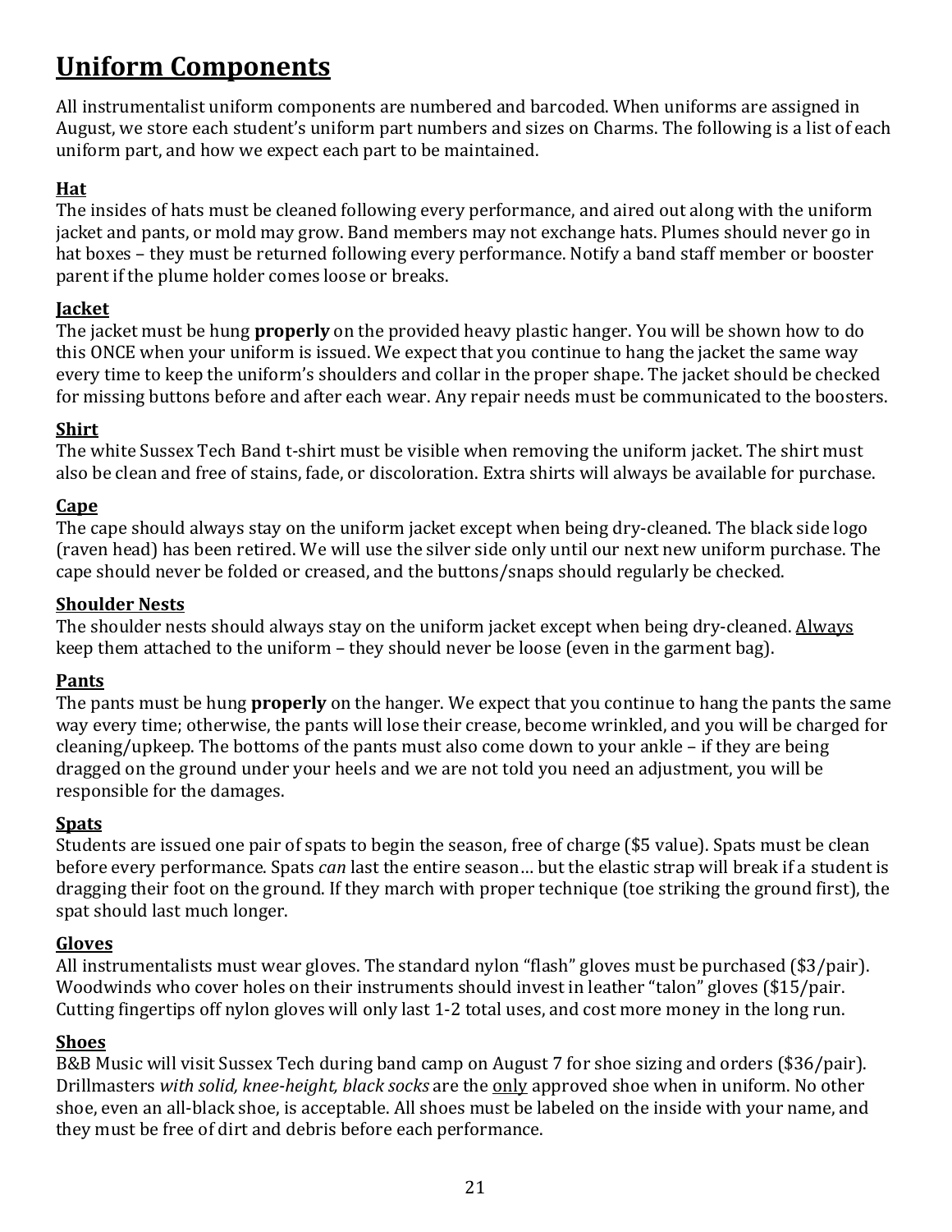# Uniform Components

All instrumentalist uniform components are numbered and barcoded. When uniforms are assigned in August, we store each student's uniform part numbers and sizes on Charms. The following is a list of each uniform part, and how we expect each part to be maintained.

## Hat

The insides of hats must be cleaned following every performance, and aired out along with the uniform jacket and pants, or mold may grow. Band members may not exchange hats. Plumes should never go in hat boxes – they must be returned following every performance. Notify a band staff member or booster parent if the plume holder comes loose or breaks.

## Jacket

The jacket must be hung **properly** on the provided heavy plastic hanger. You will be shown how to do this ONCE when your uniform is issued. We expect that you continue to hang the jacket the same way every time to keep the uniform's shoulders and collar in the proper shape. The jacket should be checked for missing buttons before and after each wear. Any repair needs must be communicated to the boosters.

## Shirt

The white Sussex Tech Band t-shirt must be visible when removing the uniform jacket. The shirt must also be clean and free of stains, fade, or discoloration. Extra shirts will always be available for purchase.

## Cape

The cape should always stay on the uniform jacket except when being dry-cleaned. The black side logo (raven head) has been retired. We will use the silver side only until our next new uniform purchase. The cape should never be folded or creased, and the buttons/snaps should regularly be checked.

## Shoulder Nests

The shoulder nests should always stay on the uniform jacket except when being dry-cleaned. <u>Always</u> keep them attached to the uniform – they should never be loose (even in the garment bag).

## Pants

The pants must be hung **properly** on the hanger. We expect that you continue to hang the pants the same way every time; otherwise, the pants will lose their crease, become wrinkled, and you will be charged for cleaning/upkeep. The bottoms of the pants must also come down to your ankle – if they are being dragged on the ground under your heels and we are not told you need an adjustment, you will be responsible for the damages.

## Spats

Students are issued one pair of spats to begin the season, free of charge ($5 value). Spats must be clean before every performance. Spats *can* last the entire season… but the elastic strap will break if a student is dragging their foot on the ground. If they march with proper technique (toe striking the ground first), the spat should last much longer.

## Gloves

All instrumentalists must wear gloves. The standard nylon "flash" gloves must be purchased ($3/pair). Woodwinds who cover holes on their instruments should invest in leather "talon" gloves ($15/pair. Cutting fingertips off nylon gloves will only last 1-2 total uses, and cost more money in the long run.

## Shoes

B&B Music will visit Sussex Tech during band camp on August 7 for shoe sizing and orders ($36/pair). Drillmasters *with solid, knee-height, black socks* are the <u>only</u> approved shoe when in uniform. No other shoe, even an all-black shoe, is acceptable. All shoes must be labeled on the inside with your name, and they must be free of dirt and debris before each performance.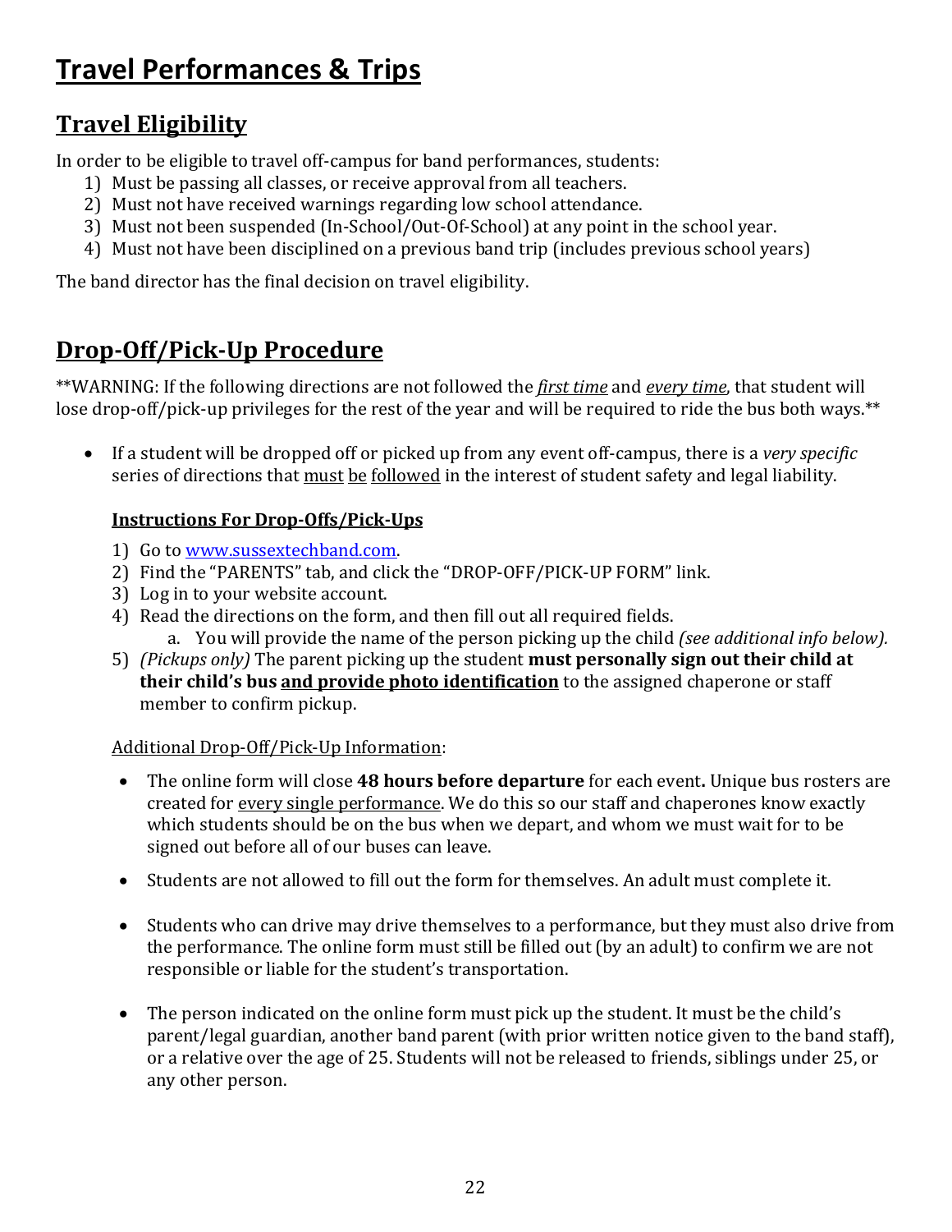# Travel Performances & Trips

## Travel Eligibility

In order to be eligible to travel off-campus for band performances, students:

1) Must be passing all classes, or receive approval from all teachers.
2) Must not have received warnings regarding low school attendance.
3) Must not been suspended (In-School/Out-Of-School) at any point in the school year.
4) Must not have been disciplined on a previous band trip (includes previous school years)

The band director has the final decision on travel eligibility.

## Drop-Off/Pick-Up Procedure

**WARNING: If the following directions are not followed the *first time* and *every time*, that student will lose drop-off/pick-up privileges for the rest of the year and will be required to ride the bus both ways.**

- If a student will be dropped off or picked up from any event off-campus, there is a *very specific* series of directions that must be followed in the interest of student safety and legal liability.

  **Instructions For Drop-Offs/Pick-Ups**

  1) Go to [www.sussextechband.com](www.sussextechband.com).
  2) Find the "PARENTS" tab, and click the "DROP-OFF/PICK-UP FORM" link.
  3) Log in to your website account.
  4) Read the directions on the form, and then fill out all required fields.
     a. You will provide the name of the person picking up the child *(see additional info below).*
  5) *(Pickups only)* The parent picking up the student **must personally sign out their child at their child's bus and provide photo identification** to the assigned chaperone or staff member to confirm pickup.

  Additional Drop-Off/Pick-Up Information:

  - The online form will close **48 hours before departure** for each event**.** Unique bus rosters are created for every single performance. We do this so our staff and chaperones know exactly which students should be on the bus when we depart, and whom we must wait for to be signed out before all of our buses can leave.
  - Students are not allowed to fill out the form for themselves. An adult must complete it.
  - Students who can drive may drive themselves to a performance, but they must also drive from the performance. The online form must still be filled out (by an adult) to confirm we are not responsible or liable for the student's transportation.
  - The person indicated on the online form must pick up the student. It must be the child's parent/legal guardian, another band parent (with prior written notice given to the band staff), or a relative over the age of 25. Students will not be released to friends, siblings under 25, or any other person.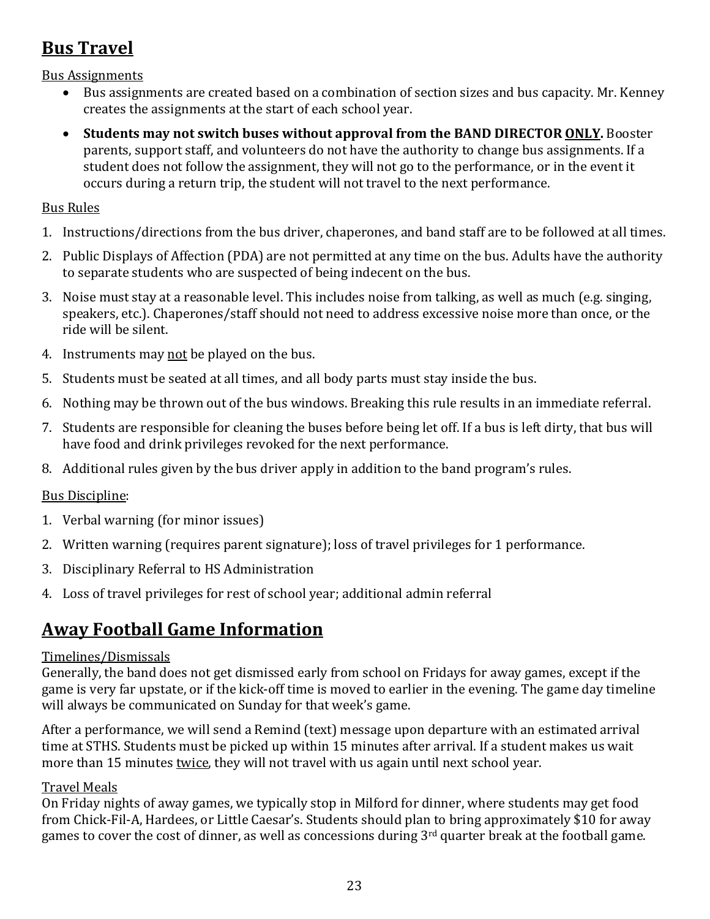## **Bus Travel**

Bus Assignments

- Bus assignments are created based on a combination of section sizes and bus capacity. Mr. Kenney creates the assignments at the start of each school year.
- **Students may not switch buses without approval from the BAND DIRECTOR ONLY.** Booster parents, support staff, and volunteers do not have the authority to change bus assignments. If a student does not follow the assignment, they will not go to the performance, or in the event it occurs during a return trip, the student will not travel to the next performance.

Bus Rules

1. Instructions/directions from the bus driver, chaperones, and band staff are to be followed at all times.
2. Public Displays of Affection (PDA) are not permitted at any time on the bus. Adults have the authority to separate students who are suspected of being indecent on the bus.
3. Noise must stay at a reasonable level. This includes noise from talking, as well as much (e.g. singing, speakers, etc.). Chaperones/staff should not need to address excessive noise more than once, or the ride will be silent.
4. Instruments may not be played on the bus.
5. Students must be seated at all times, and all body parts must stay inside the bus.
6. Nothing may be thrown out of the bus windows. Breaking this rule results in an immediate referral.
7. Students are responsible for cleaning the buses before being let off. If a bus is left dirty, that bus will have food and drink privileges revoked for the next performance.
8. Additional rules given by the bus driver apply in addition to the band program's rules.

Bus Discipline:

1. Verbal warning (for minor issues)
2. Written warning (requires parent signature); loss of travel privileges for 1 performance.
3. Disciplinary Referral to HS Administration
4. Loss of travel privileges for rest of school year; additional admin referral

## **Away Football Game Information**

Timelines/Dismissals

Generally, the band does not get dismissed early from school on Fridays for away games, except if the game is very far upstate, or if the kick-off time is moved to earlier in the evening. The game day timeline will always be communicated on Sunday for that week's game.

After a performance, we will send a Remind (text) message upon departure with an estimated arrival time at STHS. Students must be picked up within 15 minutes after arrival. If a student makes us wait more than 15 minutes twice, they will not travel with us again until next school year.

Travel Meals

On Friday nights of away games, we typically stop in Milford for dinner, where students may get food from Chick-Fil-A, Hardees, or Little Caesar's. Students should plan to bring approximately $10 for away games to cover the cost of dinner, as well as concessions during 3rd quarter break at the football game.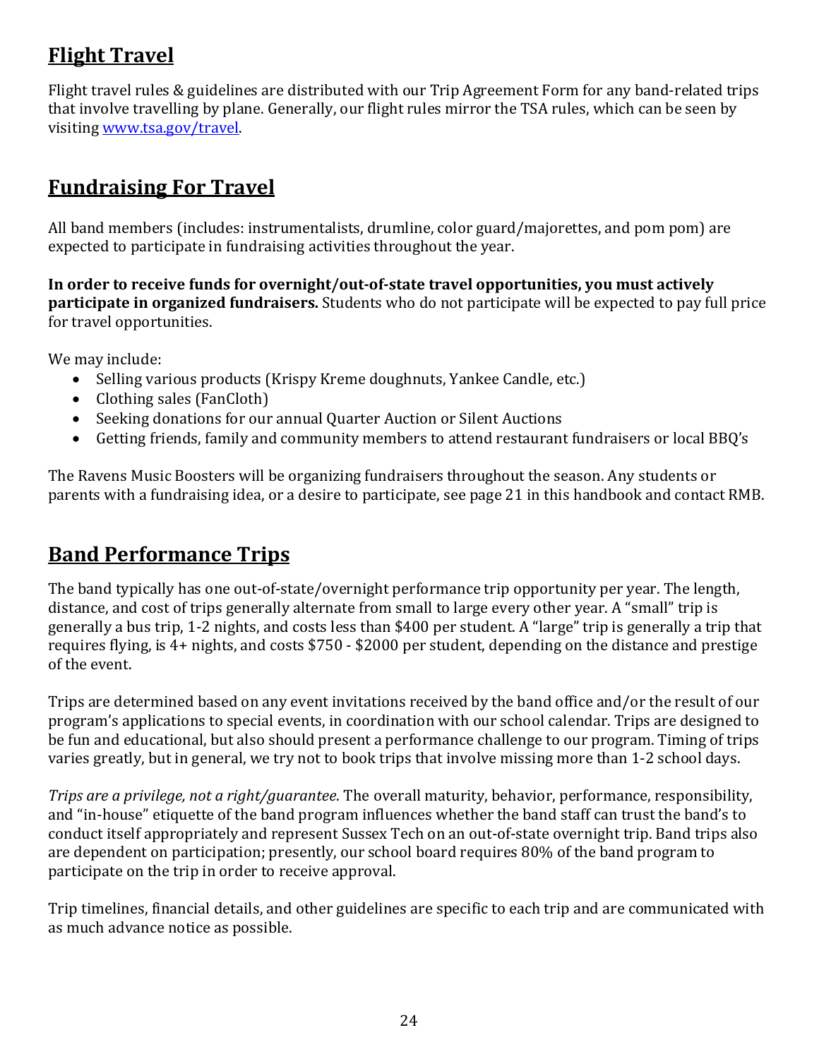## Flight Travel

Flight travel rules & guidelines are distributed with our Trip Agreement Form for any band-related trips that involve travelling by plane. Generally, our flight rules mirror the TSA rules, which can be seen by visiting [www.tsa.gov/travel](www.tsa.gov/travel).

## Fundraising For Travel

All band members (includes: instrumentalists, drumline, color guard/majorettes, and pom pom) are expected to participate in fundraising activities throughout the year.

**In order to receive funds for overnight/out-of-state travel opportunities, you must actively participate in organized fundraisers.** Students who do not participate will be expected to pay full price for travel opportunities.

We may include:

- Selling various products (Krispy Kreme doughnuts, Yankee Candle, etc.)
- Clothing sales (FanCloth)
- Seeking donations for our annual Quarter Auction or Silent Auctions
- Getting friends, family and community members to attend restaurant fundraisers or local BBQ's

The Ravens Music Boosters will be organizing fundraisers throughout the season. Any students or parents with a fundraising idea, or a desire to participate, see page 21 in this handbook and contact RMB.

## Band Performance Trips

The band typically has one out-of-state/overnight performance trip opportunity per year. The length, distance, and cost of trips generally alternate from small to large every other year. A "small" trip is generally a bus trip, 1-2 nights, and costs less than $400 per student. A "large" trip is generally a trip that requires flying, is 4+ nights, and costs $750 - $2000 per student, depending on the distance and prestige of the event.

Trips are determined based on any event invitations received by the band office and/or the result of our program's applications to special events, in coordination with our school calendar. Trips are designed to be fun and educational, but also should present a performance challenge to our program. Timing of trips varies greatly, but in general, we try not to book trips that involve missing more than 1-2 school days.

*Trips are a privilege, not a right/guarantee*. The overall maturity, behavior, performance, responsibility, and "in-house" etiquette of the band program influences whether the band staff can trust the band's to conduct itself appropriately and represent Sussex Tech on an out-of-state overnight trip. Band trips also are dependent on participation; presently, our school board requires 80% of the band program to participate on the trip in order to receive approval.

Trip timelines, financial details, and other guidelines are specific to each trip and are communicated with as much advance notice as possible.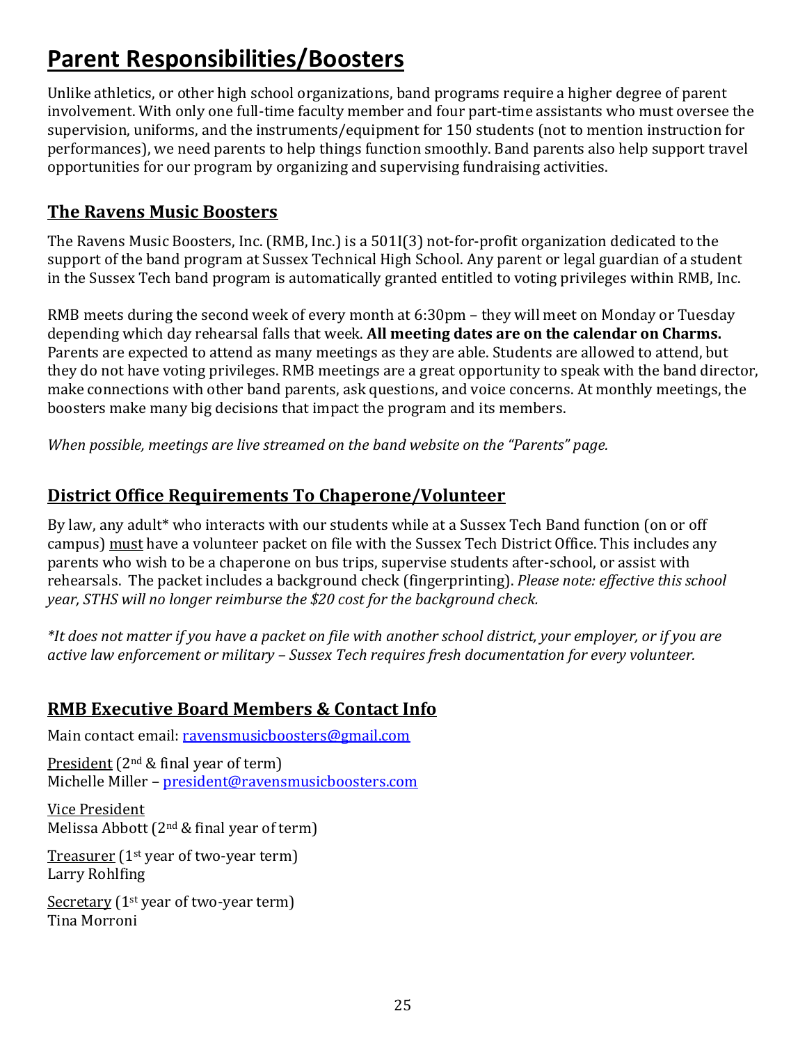# Parent Responsibilities/Boosters

Unlike athletics, or other high school organizations, band programs require a higher degree of parent involvement. With only one full-time faculty member and four part-time assistants who must oversee the supervision, uniforms, and the instruments/equipment for 150 students (not to mention instruction for performances), we need parents to help things function smoothly. Band parents also help support travel opportunities for our program by organizing and supervising fundraising activities.

## The Ravens Music Boosters

The Ravens Music Boosters, Inc. (RMB, Inc.) is a 501I(3) not-for-profit organization dedicated to the support of the band program at Sussex Technical High School. Any parent or legal guardian of a student in the Sussex Tech band program is automatically granted entitled to voting privileges within RMB, Inc.

RMB meets during the second week of every month at 6:30pm – they will meet on Monday or Tuesday depending which day rehearsal falls that week. **All meeting dates are on the calendar on Charms.** Parents are expected to attend as many meetings as they are able. Students are allowed to attend, but they do not have voting privileges. RMB meetings are a great opportunity to speak with the band director, make connections with other band parents, ask questions, and voice concerns. At monthly meetings, the boosters make many big decisions that impact the program and its members.

*When possible, meetings are live streamed on the band website on the "Parents" page.*

## District Office Requirements To Chaperone/Volunteer

By law, any adult* who interacts with our students while at a Sussex Tech Band function (on or off campus) must have a volunteer packet on file with the Sussex Tech District Office. This includes any parents who wish to be a chaperone on bus trips, supervise students after-school, or assist with rehearsals. The packet includes a background check (fingerprinting). *Please note: effective this school year, STHS will no longer reimburse the $20 cost for the background check.*

*\*It does not matter if you have a packet on file with another school district, your employer, or if you are active law enforcement or military – Sussex Tech requires fresh documentation for every volunteer.*

## RMB Executive Board Members & Contact Info

Main contact email: ravensmusicboosters@gmail.com

President (2nd & final year of term)
Michelle Miller – president@ravensmusicboosters.com

Vice President
Melissa Abbott (2nd & final year of term)

Treasurer (1st year of two-year term)
Larry Rohlfing

Secretary (1st year of two-year term)
Tina Morroni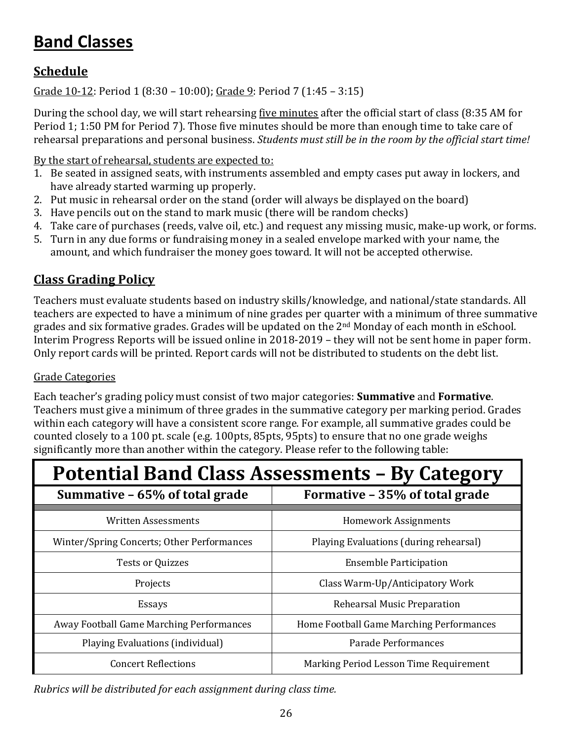# Band Classes

## Schedule

Grade 10-12: Period 1 (8:30 – 10:00); Grade 9: Period 7 (1:45 – 3:15)

During the school day, we will start rehearsing five minutes after the official start of class (8:35 AM for Period 1; 1:50 PM for Period 7). Those five minutes should be more than enough time to take care of rehearsal preparations and personal business. *Students must still be in the room by the official start time!*

By the start of rehearsal, students are expected to:

1. Be seated in assigned seats, with instruments assembled and empty cases put away in lockers, and have already started warming up properly.
2. Put music in rehearsal order on the stand (order will always be displayed on the board)
3. Have pencils out on the stand to mark music (there will be random checks)
4. Take care of purchases (reeds, valve oil, etc.) and request any missing music, make-up work, or forms.
5. Turn in any due forms or fundraising money in a sealed envelope marked with your name, the amount, and which fundraiser the money goes toward. It will not be accepted otherwise.

## Class Grading Policy

Teachers must evaluate students based on industry skills/knowledge, and national/state standards. All teachers are expected to have a minimum of nine grades per quarter with a minimum of three summative grades and six formative grades. Grades will be updated on the 2nd Monday of each month in eSchool. Interim Progress Reports will be issued online in 2018-2019 – they will not be sent home in paper form. Only report cards will be printed. Report cards will not be distributed to students on the debt list.

Grade Categories

Each teacher's grading policy must consist of two major categories: **Summative** and **Formative**. Teachers must give a minimum of three grades in the summative category per marking period. Grades within each category will have a consistent score range. For example, all summative grades could be counted closely to a 100 pt. scale (e.g. 100pts, 85pts, 95pts) to ensure that no one grade weighs significantly more than another within the category. Please refer to the following table:

| Potential Band Class Assessments – By Category | |
|---|---|
| **Summative – 65% of total grade** | **Formative – 35% of total grade** |
| Written Assessments | Homework Assignments |
| Winter/Spring Concerts; Other Performances | Playing Evaluations (during rehearsal) |
| Tests or Quizzes | Ensemble Participation |
| Projects | Class Warm-Up/Anticipatory Work |
| Essays | Rehearsal Music Preparation |
| Away Football Game Marching Performances | Home Football Game Marching Performances |
| Playing Evaluations (individual) | Parade Performances |
| Concert Reflections | Marking Period Lesson Time Requirement |

*Rubrics will be distributed for each assignment during class time.*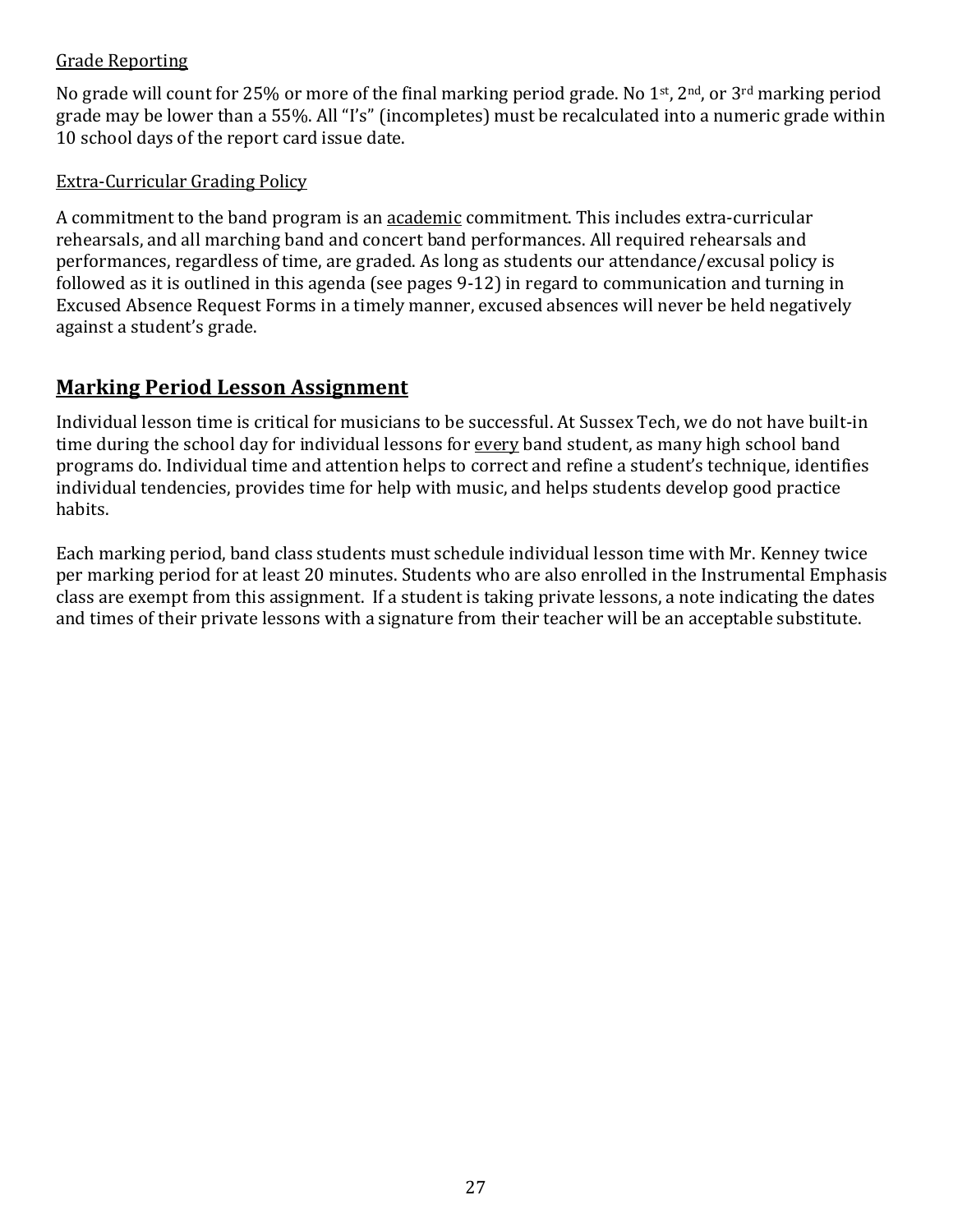Grade Reporting

No grade will count for 25% or more of the final marking period grade. No 1st, 2nd, or 3rd marking period grade may be lower than a 55%. All "I's" (incompletes) must be recalculated into a numeric grade within 10 school days of the report card issue date.

Extra-Curricular Grading Policy

A commitment to the band program is an academic commitment. This includes extra-curricular rehearsals, and all marching band and concert band performances. All required rehearsals and performances, regardless of time, are graded. As long as students our attendance/excusal policy is followed as it is outlined in this agenda (see pages 9-12) in regard to communication and turning in Excused Absence Request Forms in a timely manner, excused absences will never be held negatively against a student's grade.

## Marking Period Lesson Assignment

Individual lesson time is critical for musicians to be successful. At Sussex Tech, we do not have built-in time during the school day for individual lessons for every band student, as many high school band programs do. Individual time and attention helps to correct and refine a student's technique, identifies individual tendencies, provides time for help with music, and helps students develop good practice habits.

Each marking period, band class students must schedule individual lesson time with Mr. Kenney twice per marking period for at least 20 minutes. Students who are also enrolled in the Instrumental Emphasis class are exempt from this assignment. If a student is taking private lessons, a note indicating the dates and times of their private lessons with a signature from their teacher will be an acceptable substitute.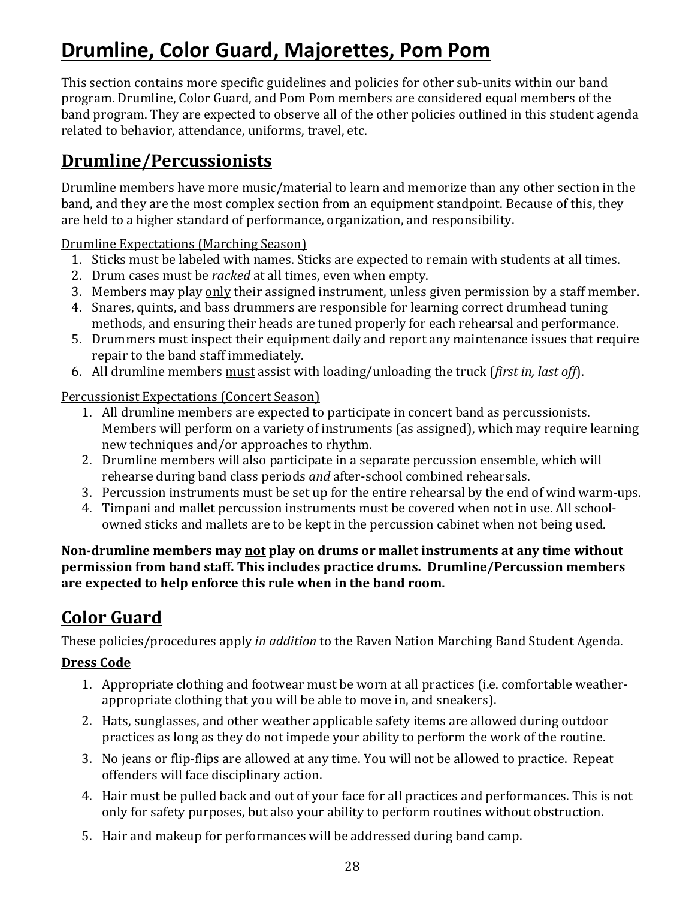# Drumline, Color Guard, Majorettes, Pom Pom

This section contains more specific guidelines and policies for other sub-units within our band program. Drumline, Color Guard, and Pom Pom members are considered equal members of the band program. They are expected to observe all of the other policies outlined in this student agenda related to behavior, attendance, uniforms, travel, etc.

## Drumline/Percussionists

Drumline members have more music/material to learn and memorize than any other section in the band, and they are the most complex section from an equipment standpoint. Because of this, they are held to a higher standard of performance, organization, and responsibility.

<u>Drumline Expectations (Marching Season)</u>

1. Sticks must be labeled with names. Sticks are expected to remain with students at all times.
2. Drum cases must be *racked* at all times, even when empty.
3. Members may play <u>only</u> their assigned instrument, unless given permission by a staff member.
4. Snares, quints, and bass drummers are responsible for learning correct drumhead tuning methods, and ensuring their heads are tuned properly for each rehearsal and performance.
5. Drummers must inspect their equipment daily and report any maintenance issues that require repair to the band staff immediately.
6. All drumline members <u>must</u> assist with loading/unloading the truck (*first in, last off*).

<u>Percussionist Expectations (Concert Season)</u>

1. All drumline members are expected to participate in concert band as percussionists. Members will perform on a variety of instruments (as assigned), which may require learning new techniques and/or approaches to rhythm.
2. Drumline members will also participate in a separate percussion ensemble, which will rehearse during band class periods *and* after-school combined rehearsals.
3. Percussion instruments must be set up for the entire rehearsal by the end of wind warm-ups.
4. Timpani and mallet percussion instruments must be covered when not in use. All school-owned sticks and mallets are to be kept in the percussion cabinet when not being used.

**Non-drumline members may <u>not</u> play on drums or mallet instruments at any time without permission from band staff. This includes practice drums. Drumline/Percussion members are expected to help enforce this rule when in the band room.**

## Color Guard

These policies/procedures apply *in addition* to the Raven Nation Marching Band Student Agenda.

### Dress Code

1. Appropriate clothing and footwear must be worn at all practices (i.e. comfortable weather-appropriate clothing that you will be able to move in, and sneakers).
2. Hats, sunglasses, and other weather applicable safety items are allowed during outdoor practices as long as they do not impede your ability to perform the work of the routine.
3. No jeans or flip-flips are allowed at any time. You will not be allowed to practice. Repeat offenders will face disciplinary action.
4. Hair must be pulled back and out of your face for all practices and performances. This is not only for safety purposes, but also your ability to perform routines without obstruction.
5. Hair and makeup for performances will be addressed during band camp.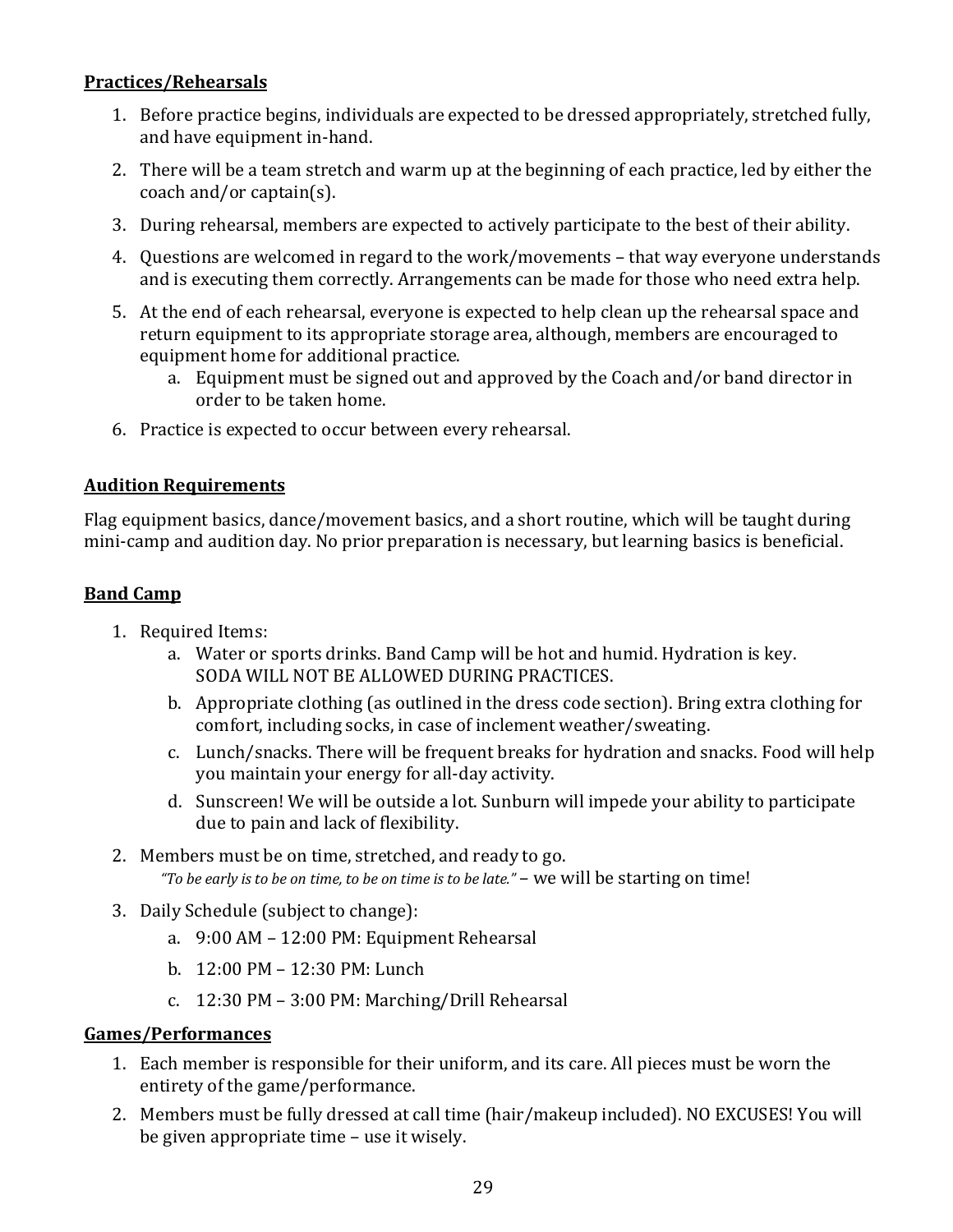**Practices/Rehearsals**

1. Before practice begins, individuals are expected to be dressed appropriately, stretched fully, and have equipment in-hand.
2. There will be a team stretch and warm up at the beginning of each practice, led by either the coach and/or captain(s).
3. During rehearsal, members are expected to actively participate to the best of their ability.
4. Questions are welcomed in regard to the work/movements – that way everyone understands and is executing them correctly. Arrangements can be made for those who need extra help.
5. At the end of each rehearsal, everyone is expected to help clean up the rehearsal space and return equipment to its appropriate storage area, although, members are encouraged to equipment home for additional practice.
    a. Equipment must be signed out and approved by the Coach and/or band director in order to be taken home.
6. Practice is expected to occur between every rehearsal.

**Audition Requirements**

Flag equipment basics, dance/movement basics, and a short routine, which will be taught during mini-camp and audition day. No prior preparation is necessary, but learning basics is beneficial.

**Band Camp**

1. Required Items:
    a. Water or sports drinks. Band Camp will be hot and humid. Hydration is key. SODA WILL NOT BE ALLOWED DURING PRACTICES.
    b. Appropriate clothing (as outlined in the dress code section). Bring extra clothing for comfort, including socks, in case of inclement weather/sweating.
    c. Lunch/snacks. There will be frequent breaks for hydration and snacks. Food will help you maintain your energy for all-day activity.
    d. Sunscreen! We will be outside a lot. Sunburn will impede your ability to participate due to pain and lack of flexibility.
2. Members must be on time, stretched, and ready to go.
   *"To be early is to be on time, to be on time is to be late."* – we will be starting on time!
3. Daily Schedule (subject to change):
    a. 9:00 AM – 12:00 PM: Equipment Rehearsal
    b. 12:00 PM – 12:30 PM: Lunch
    c. 12:30 PM – 3:00 PM: Marching/Drill Rehearsal

**Games/Performances**

1. Each member is responsible for their uniform, and its care. All pieces must be worn the entirety of the game/performance.
2. Members must be fully dressed at call time (hair/makeup included). NO EXCUSES! You will be given appropriate time – use it wisely.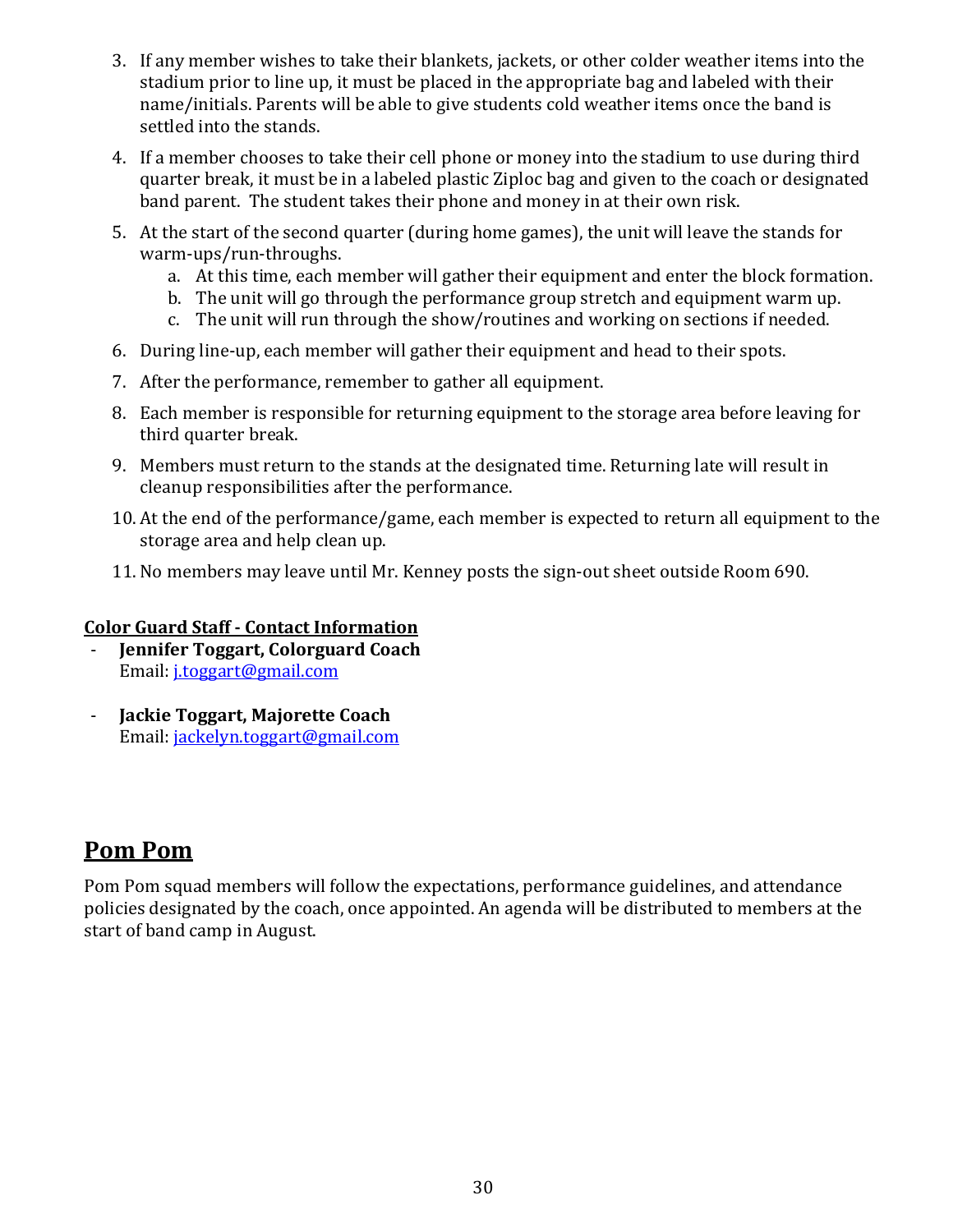3. If any member wishes to take their blankets, jackets, or other colder weather items into the stadium prior to line up, it must be placed in the appropriate bag and labeled with their name/initials. Parents will be able to give students cold weather items once the band is settled into the stands.
4. If a member chooses to take their cell phone or money into the stadium to use during third quarter break, it must be in a labeled plastic Ziploc bag and given to the coach or designated band parent. The student takes their phone and money in at their own risk.
5. At the start of the second quarter (during home games), the unit will leave the stands for warm-ups/run-throughs.
    a. At this time, each member will gather their equipment and enter the block formation.
    b. The unit will go through the performance group stretch and equipment warm up.
    c. The unit will run through the show/routines and working on sections if needed.
6. During line-up, each member will gather their equipment and head to their spots.
7. After the performance, remember to gather all equipment.
8. Each member is responsible for returning equipment to the storage area before leaving for third quarter break.
9. Members must return to the stands at the designated time. Returning late will result in cleanup responsibilities after the performance.
10. At the end of the performance/game, each member is expected to return all equipment to the storage area and help clean up.
11. No members may leave until Mr. Kenney posts the sign-out sheet outside Room 690.

**Color Guard Staff - Contact Information**

- **Jennifer Toggart, Colorguard Coach**
  Email: j.toggart@gmail.com

- **Jackie Toggart, Majorette Coach**
  Email: jackelyn.toggart@gmail.com

## Pom Pom

Pom Pom squad members will follow the expectations, performance guidelines, and attendance policies designated by the coach, once appointed. An agenda will be distributed to members at the start of band camp in August.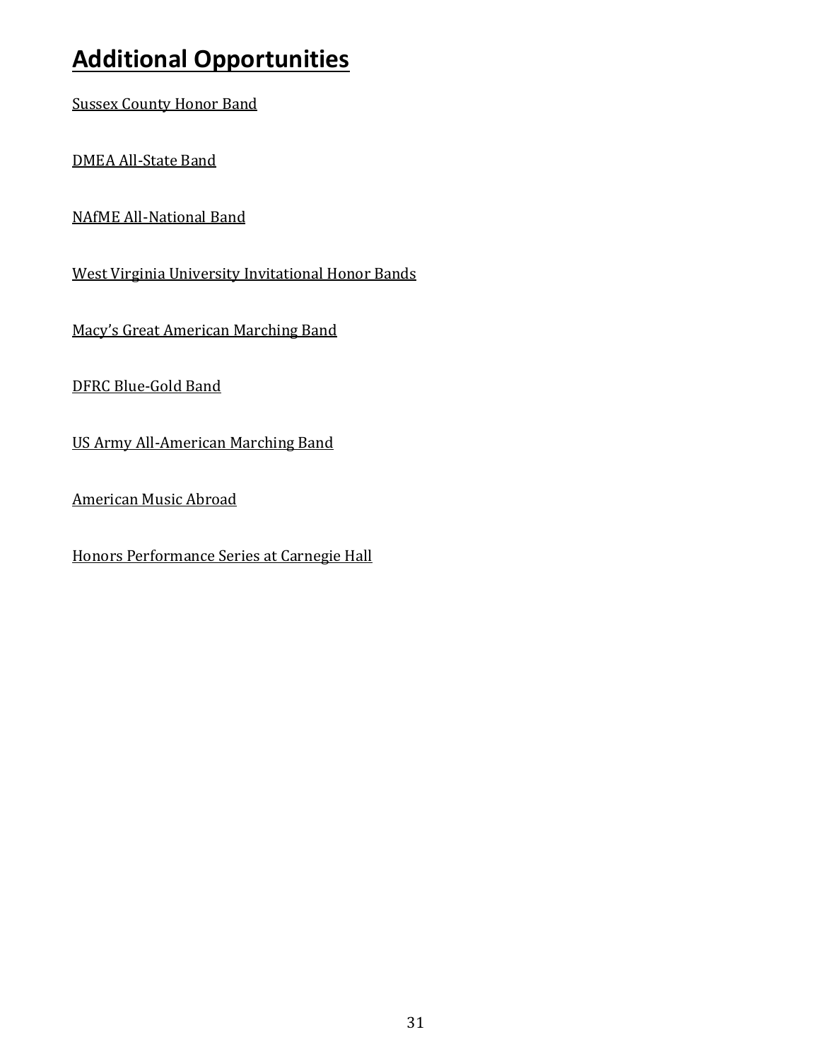# Additional Opportunities

Sussex County Honor Band

DMEA All-State Band

NAfME All-National Band

West Virginia University Invitational Honor Bands

Macy's Great American Marching Band

DFRC Blue-Gold Band

US Army All-American Marching Band

American Music Abroad

Honors Performance Series at Carnegie Hall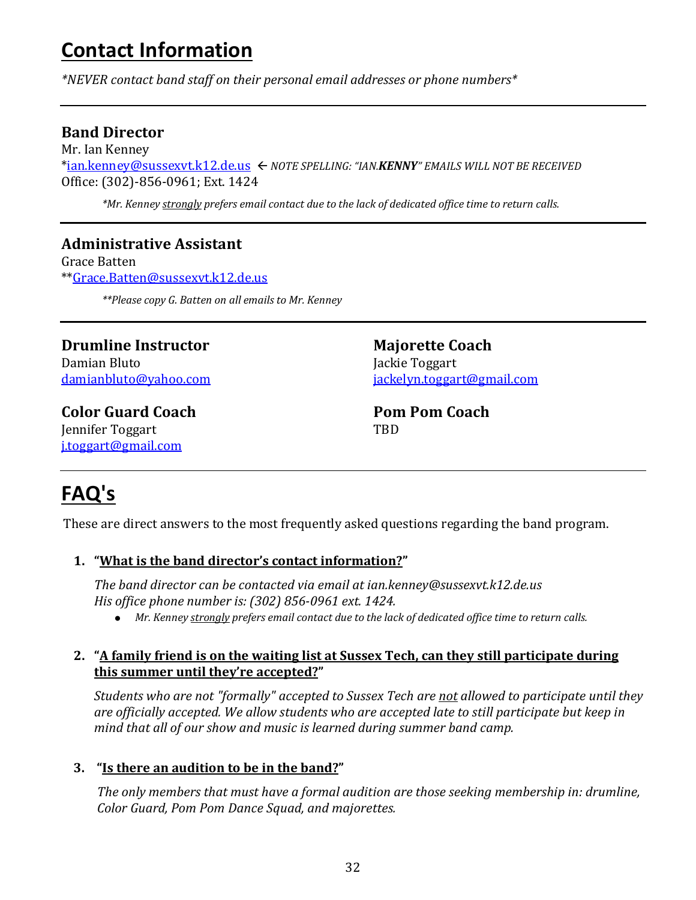# Contact Information

*\*NEVER contact band staff on their personal email addresses or phone numbers\**

---

### Band Director

Mr. Ian Kenney
*ian.kenney@sussexvt.k12.de.us ← *NOTE SPELLING: "IAN.**KENNY**" EMAILS WILL NOT BE RECEIVED*
Office: (302)-856-0961; Ext. 1424

*\*Mr. Kenney strongly prefers email contact due to the lack of dedicated office time to return calls.*

---

### Administrative Assistant

Grace Batten
**Grace.Batten@sussexvt.k12.de.us

*\*\*Please copy G. Batten on all emails to Mr. Kenney*

---

### Drumline Instructor

Damian Bluto
damianbluto@yahoo.com

### Color Guard Coach

Jennifer Toggart
j.toggart@gmail.com

### Majorette Coach

Jackie Toggart
jackelyn.toggart@gmail.com

### Pom Pom Coach

TBD

---

# FAQ's

These are direct answers to the most frequently asked questions regarding the band program.

1. **"What is the band director's contact information?"**

   *The band director can be contacted via email at ian.kenney@sussexvt.k12.de.us*
   *His office phone number is: (302) 856-0961 ext. 1424.*
   - *Mr. Kenney strongly prefers email contact due to the lack of dedicated office time to return calls.*

2. **"A family friend is on the waiting list at Sussex Tech, can they still participate during this summer until they're accepted?"**

   *Students who are not "formally" accepted to Sussex Tech are not allowed to participate until they are officially accepted. We allow students who are accepted late to still participate but keep in mind that all of our show and music is learned during summer band camp.*

3. **"Is there an audition to be in the band?"**

   *The only members that must have a formal audition are those seeking membership in: drumline, Color Guard, Pom Pom Dance Squad, and majorettes.*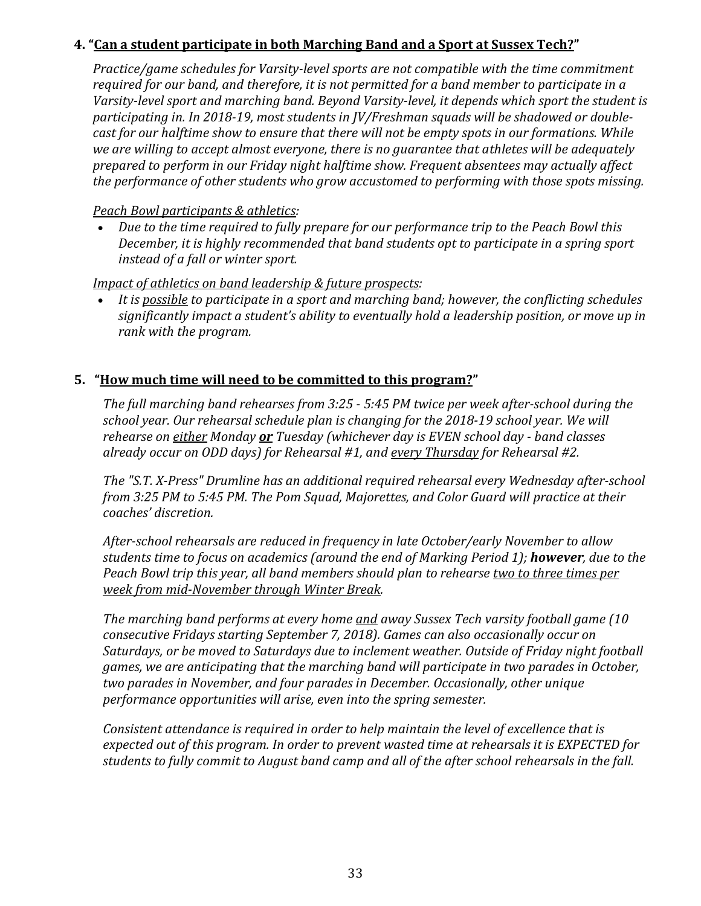### 4. "<u>Can a student participate in both Marching Band and a Sport at Sussex Tech?</u>"

*Practice/game schedules for Varsity-level sports are not compatible with the time commitment required for our band, and therefore, it is not permitted for a band member to participate in a Varsity-level sport and marching band. Beyond Varsity-level, it depends which sport the student is participating in. In 2018-19, most students in JV/Freshman squads will be shadowed or double-cast for our halftime show to ensure that there will not be empty spots in our formations. While we are willing to accept almost everyone, there is no guarantee that athletes will be adequately prepared to perform in our Friday night halftime show. Frequent absentees may actually affect the performance of other students who grow accustomed to performing with those spots missing.*

*<u>Peach Bowl participants & athletics</u>:*

- *Due to the time required to fully prepare for our performance trip to the Peach Bowl this December, it is highly recommended that band students opt to participate in a spring sport instead of a fall or winter sport.*

*<u>Impact of athletics on band leadership & future prospects</u>:*

- *It is <u>possible</u> to participate in a sport and marching band; however, the conflicting schedules significantly impact a student's ability to eventually hold a leadership position, or move up in rank with the program.*

### 5. "<u>How much time will need to be committed to this program?</u>"

*The full marching band rehearses from 3:25 - 5:45 PM twice per week after-school during the school year. Our rehearsal schedule plan is changing for the 2018-19 school year. We will rehearse on <u>either</u> Monday <u>**or**</u> Tuesday (whichever day is EVEN school day - band classes already occur on ODD days) for Rehearsal #1, and <u>every Thursday</u> for Rehearsal #2.*

*The "S.T. X-Press" Drumline has an additional required rehearsal every Wednesday after-school from 3:25 PM to 5:45 PM. The Pom Squad, Majorettes, and Color Guard will practice at their coaches' discretion.*

*After-school rehearsals are reduced in frequency in late October/early November to allow students time to focus on academics (around the end of Marking Period 1); **however**, due to the Peach Bowl trip this year, all band members should plan to rehearse <u>two to three times per week from mid-November through Winter Break</u>.*

*The marching band performs at every home <u>and</u> away Sussex Tech varsity football game (10 consecutive Fridays starting September 7, 2018). Games can also occasionally occur on Saturdays, or be moved to Saturdays due to inclement weather. Outside of Friday night football games, we are anticipating that the marching band will participate in two parades in October, two parades in November, and four parades in December. Occasionally, other unique performance opportunities will arise, even into the spring semester.*

*Consistent attendance is required in order to help maintain the level of excellence that is expected out of this program. In order to prevent wasted time at rehearsals it is EXPECTED for students to fully commit to August band camp and all of the after school rehearsals in the fall.*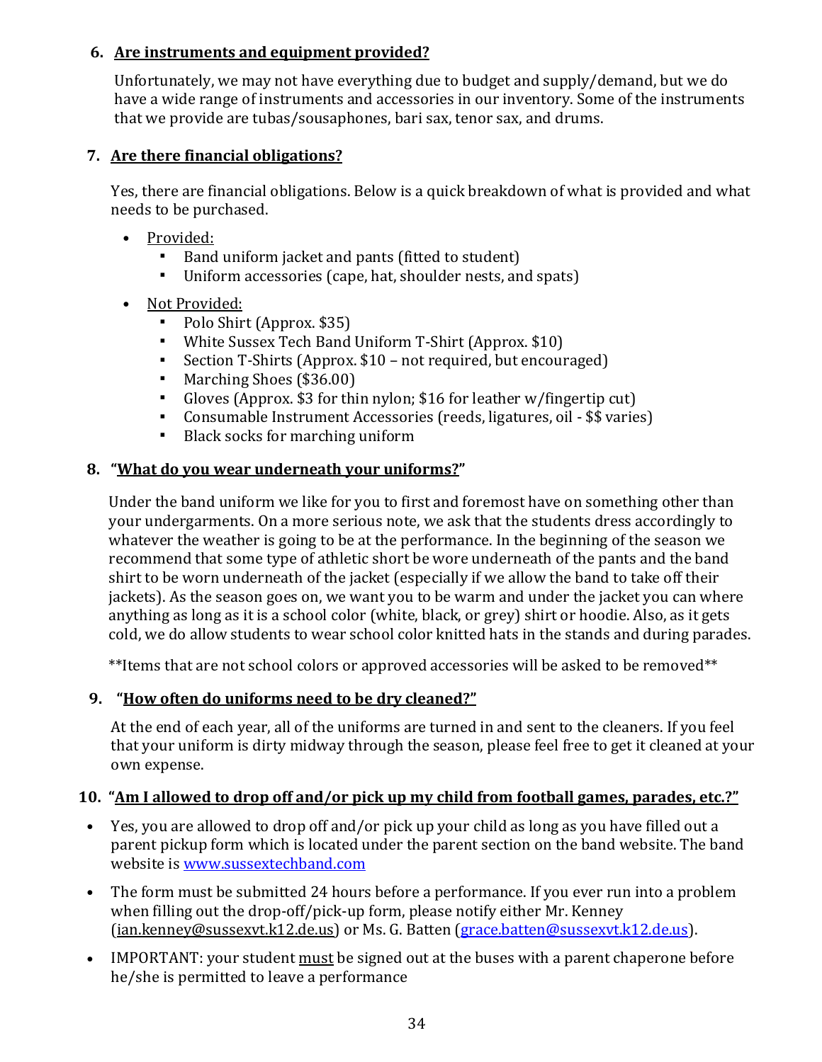6. **Are instruments and equipment provided?**

Unfortunately, we may not have everything due to budget and supply/demand, but we do have a wide range of instruments and accessories in our inventory. Some of the instruments that we provide are tubas/sousaphones, bari sax, tenor sax, and drums.

7. **Are there financial obligations?**

Yes, there are financial obligations. Below is a quick breakdown of what is provided and what needs to be purchased.

- Provided:
  - Band uniform jacket and pants (fitted to student)
  - Uniform accessories (cape, hat, shoulder nests, and spats)
- Not Provided:
  - Polo Shirt (Approx. $35)
  - White Sussex Tech Band Uniform T-Shirt (Approx. $10)
  - Section T-Shirts (Approx. $10 – not required, but encouraged)
  - Marching Shoes ($36.00)
  - Gloves (Approx. $3 for thin nylon; $16 for leather w/fingertip cut)
  - Consumable Instrument Accessories (reeds, ligatures, oil - $$ varies)
  - Black socks for marching uniform

8. **"What do you wear underneath your uniforms?"**

Under the band uniform we like for you to first and foremost have on something other than your undergarments. On a more serious note, we ask that the students dress accordingly to whatever the weather is going to be at the performance. In the beginning of the season we recommend that some type of athletic short be wore underneath of the pants and the band shirt to be worn underneath of the jacket (especially if we allow the band to take off their jackets). As the season goes on, we want you to be warm and under the jacket you can where anything as long as it is a school color (white, black, or grey) shirt or hoodie. Also, as it gets cold, we do allow students to wear school color knitted hats in the stands and during parades.

**Items that are not school colors or approved accessories will be asked to be removed**

9. **"How often do uniforms need to be dry cleaned?"**

At the end of each year, all of the uniforms are turned in and sent to the cleaners. If you feel that your uniform is dirty midway through the season, please feel free to get it cleaned at your own expense.

10. **"Am I allowed to drop off and/or pick up my child from football games, parades, etc.?"**

- Yes, you are allowed to drop off and/or pick up your child as long as you have filled out a parent pickup form which is located under the parent section on the band website. The band website is www.sussextechband.com
- The form must be submitted 24 hours before a performance. If you ever run into a problem when filling out the drop-off/pick-up form, please notify either Mr. Kenney (ian.kenney@sussexvt.k12.de.us) or Ms. G. Batten (grace.batten@sussexvt.k12.de.us).
- IMPORTANT: your student must be signed out at the buses with a parent chaperone before he/she is permitted to leave a performance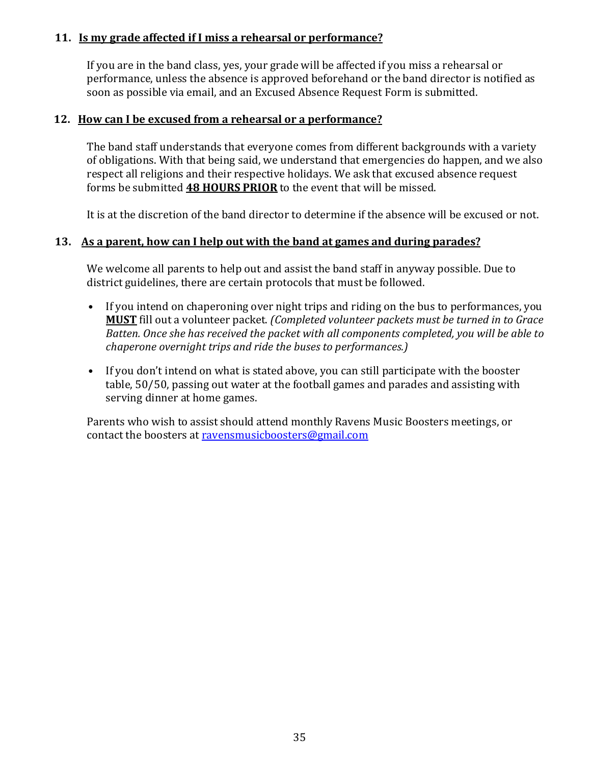**11. Is my grade affected if I miss a rehearsal or performance?**

If you are in the band class, yes, your grade will be affected if you miss a rehearsal or performance, unless the absence is approved beforehand or the band director is notified as soon as possible via email, and an Excused Absence Request Form is submitted.

**12. How can I be excused from a rehearsal or a performance?**

The band staff understands that everyone comes from different backgrounds with a variety of obligations. With that being said, we understand that emergencies do happen, and we also respect all religions and their respective holidays. We ask that excused absence request forms be submitted **48 HOURS PRIOR** to the event that will be missed.

It is at the discretion of the band director to determine if the absence will be excused or not.

**13. As a parent, how can I help out with the band at games and during parades?**

We welcome all parents to help out and assist the band staff in anyway possible. Due to district guidelines, there are certain protocols that must be followed.

- If you intend on chaperoning over night trips and riding on the bus to performances, you **MUST** fill out a volunteer packet. *(Completed volunteer packets must be turned in to Grace Batten. Once she has received the packet with all components completed, you will be able to chaperone overnight trips and ride the buses to performances.)*

- If you don't intend on what is stated above, you can still participate with the booster table, 50/50, passing out water at the football games and parades and assisting with serving dinner at home games.

Parents who wish to assist should attend monthly Ravens Music Boosters meetings, or contact the boosters at ravensmusicboosters@gmail.com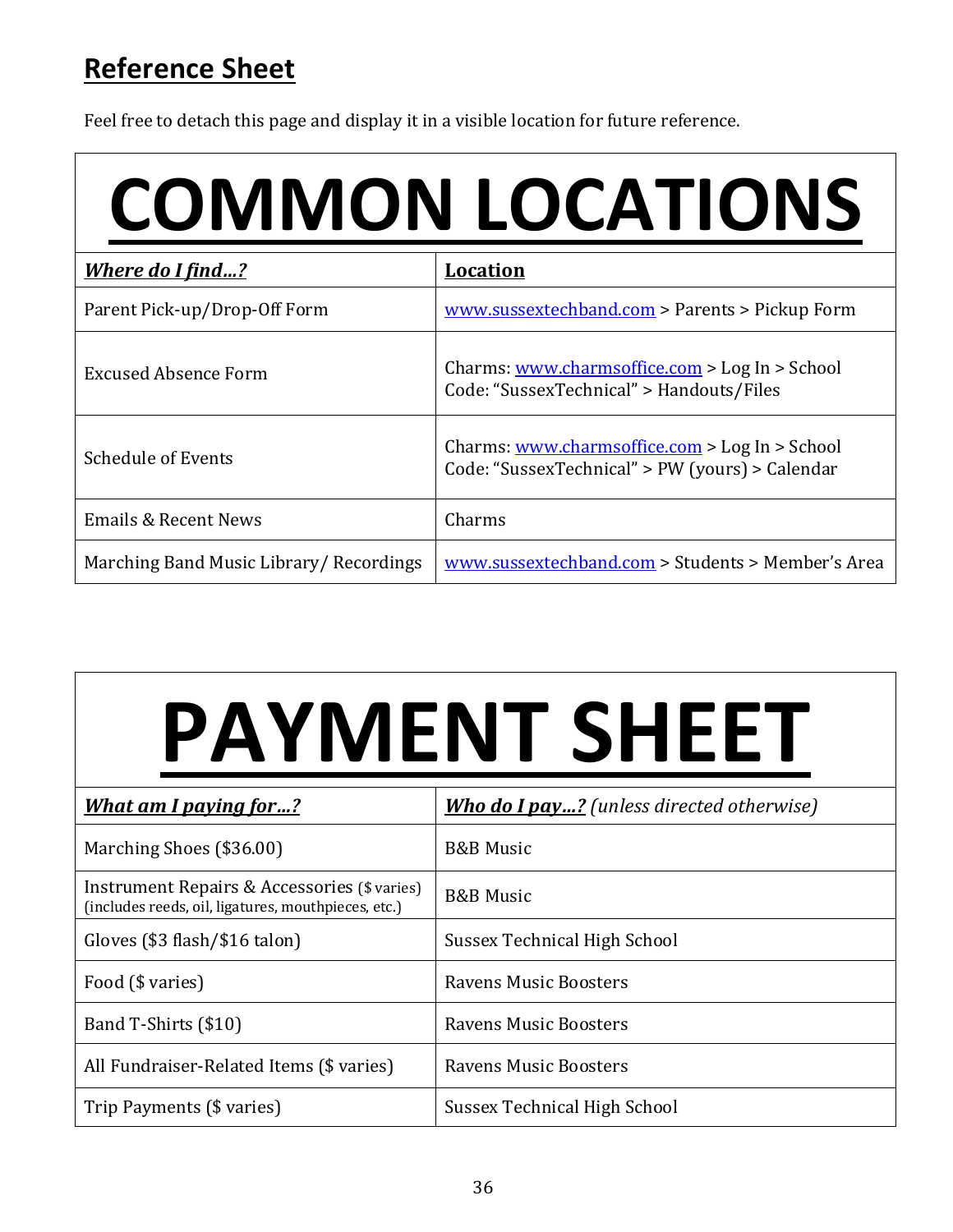## Reference Sheet

Feel free to detach this page and display it in a visible location for future reference.

# COMMON LOCATIONS

| ***Where do I find…?*** | **Location** |
|---|---|
| Parent Pick-up/Drop-Off Form | www.sussextechband.com > Parents > Pickup Form |
| Excused Absence Form | Charms: www.charmsoffice.com > Log In > School Code: "SussexTechnical" > Handouts/Files |
| Schedule of Events | Charms: www.charmsoffice.com > Log In > School Code: "SussexTechnical" > PW (yours) > Calendar |
| Emails & Recent News | Charms |
| Marching Band Music Library/ Recordings | www.sussextechband.com > Students > Member's Area |

# PAYMENT SHEET

| ***What am I paying for…?*** | ***Who do I pay…?*** *(unless directed otherwise)* |
|---|---|
| Marching Shoes ($36.00) | B&B Music |
| Instrument Repairs & Accessories ($ varies) (includes reeds, oil, ligatures, mouthpieces, etc.) | B&B Music |
| Gloves ($3 flash/$16 talon) | Sussex Technical High School |
| Food ($ varies) | Ravens Music Boosters |
| Band T-Shirts ($10) | Ravens Music Boosters |
| All Fundraiser-Related Items ($ varies) | Ravens Music Boosters |
| Trip Payments ($ varies) | Sussex Technical High School |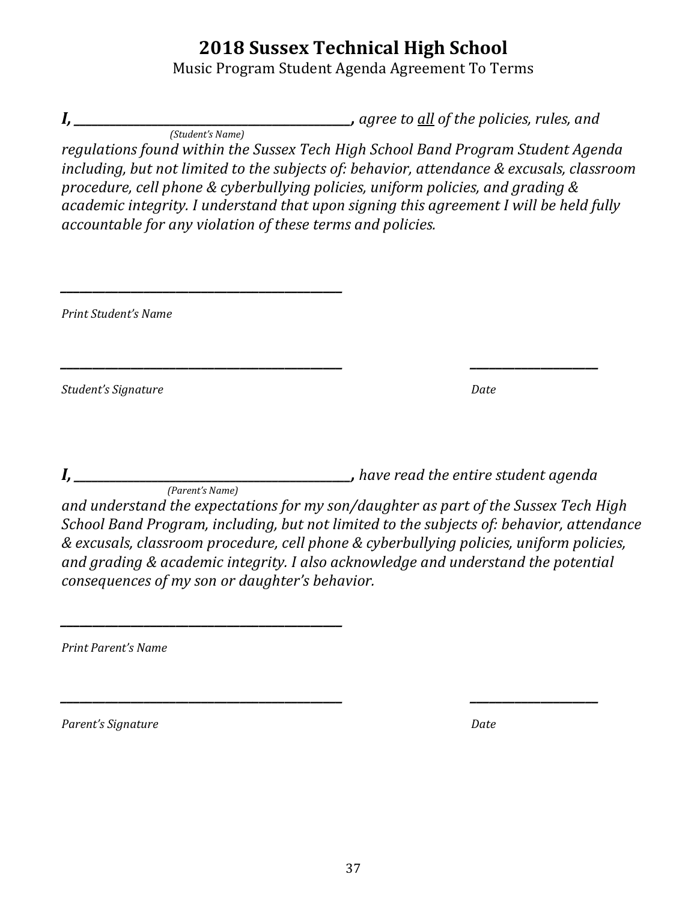# 2018 Sussex Technical High School

Music Program Student Agenda Agreement To Terms

***I, ______________________________________________,*** *agree to* *<u>all</u>* *of the policies, rules, and*
*(Student's Name)*
*regulations found within the Sussex Tech High School Band Program Student Agenda including, but not limited to the subjects of: behavior, attendance & excusals, classroom procedure, cell phone & cyberbullying policies, uniform policies, and grading & academic integrity. I understand that upon signing this agreement I will be held fully accountable for any violation of these terms and policies.*

______________________________________________

*Print Student's Name*

______________________________________________ ____________________

*Student's Signature* *Date*

***I, ______________________________________________,*** *have read the entire student agenda*
*(Parent's Name)*
*and understand the expectations for my son/daughter as part of the Sussex Tech High School Band Program, including, but not limited to the subjects of: behavior, attendance & excusals, classroom procedure, cell phone & cyberbullying policies, uniform policies, and grading & academic integrity. I also acknowledge and understand the potential consequences of my son or daughter's behavior.*

______________________________________________

*Print Parent's Name*

______________________________________________ ____________________

*Parent's Signature* *Date*